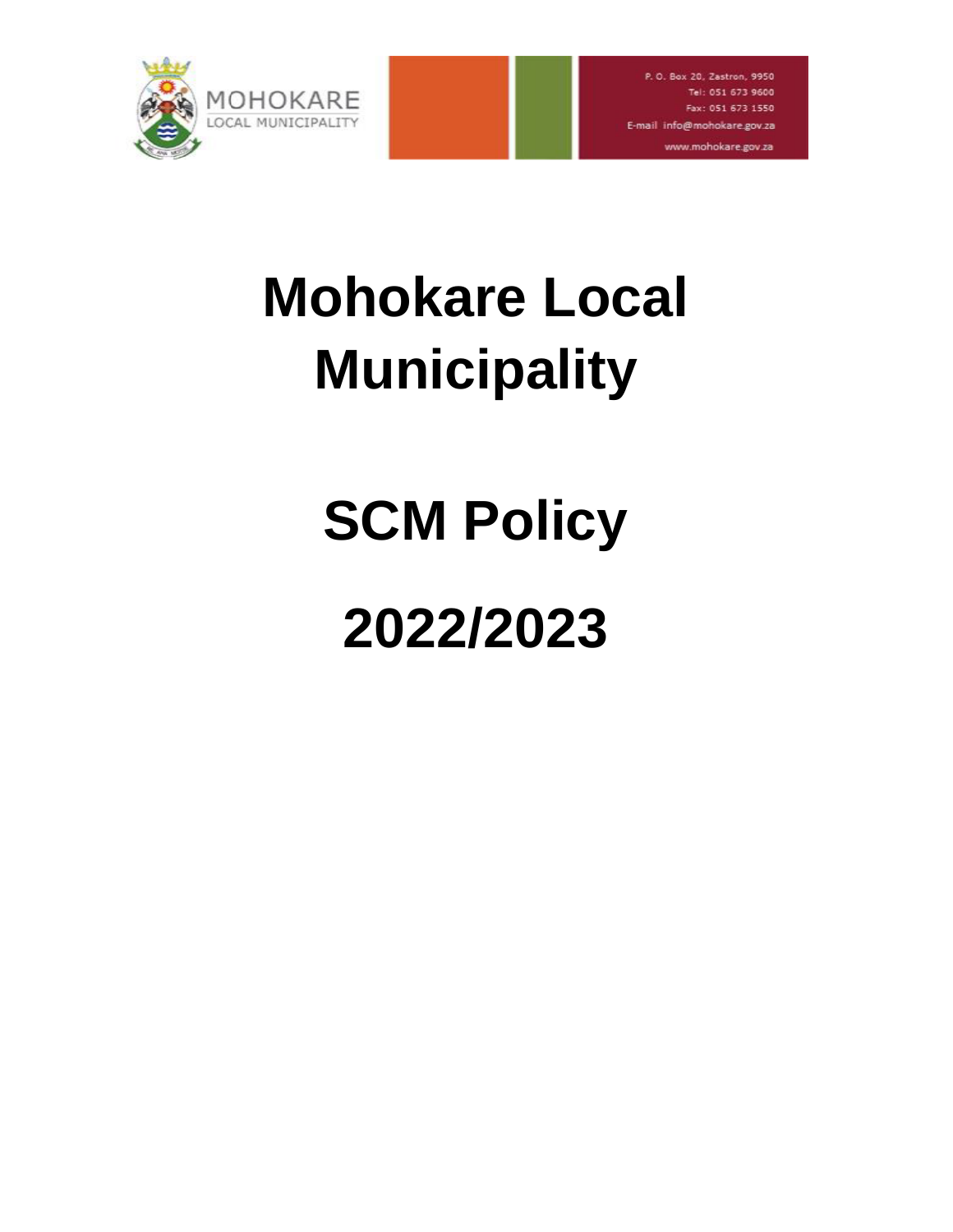MOHOKARE
LOCAL MUNICIPALITY

P. O. Box 20, Zastron, 9950
Tel: 051 673 9600
Fax: 051 673 1550
E-mail info@mohokare.gov.za
www.mohokare.gov.za

# Mohokare Local Municipality

# SCM Policy

# 2022/2023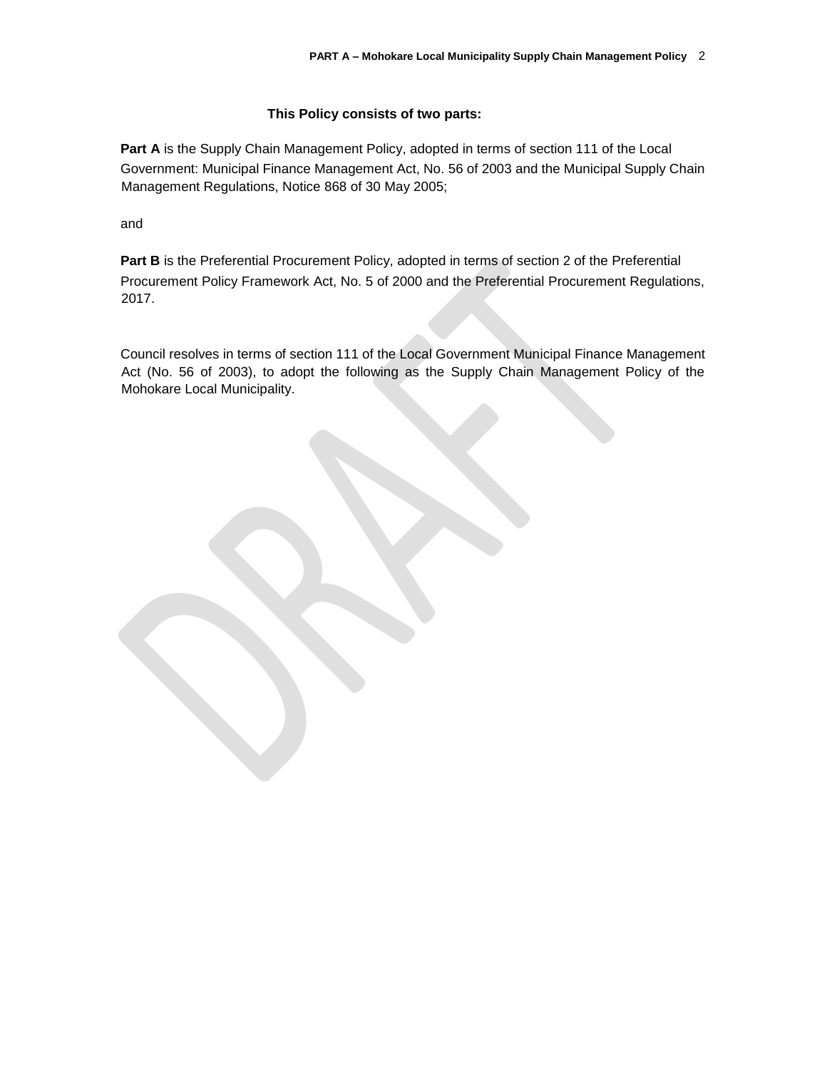**This Policy consists of two parts:**

**Part A** is the Supply Chain Management Policy, adopted in terms of section 111 of the Local Government: Municipal Finance Management Act, No. 56 of 2003 and the Municipal Supply Chain Management Regulations, Notice 868 of 30 May 2005;

and

**Part B** is the Preferential Procurement Policy, adopted in terms of section 2 of the Preferential Procurement Policy Framework Act, No. 5 of 2000 and the Preferential Procurement Regulations, 2017.

Council resolves in terms of section 111 of the Local Government Municipal Finance Management Act (No. 56 of 2003), to adopt the following as the Supply Chain Management Policy of the Mohokare Local Municipality.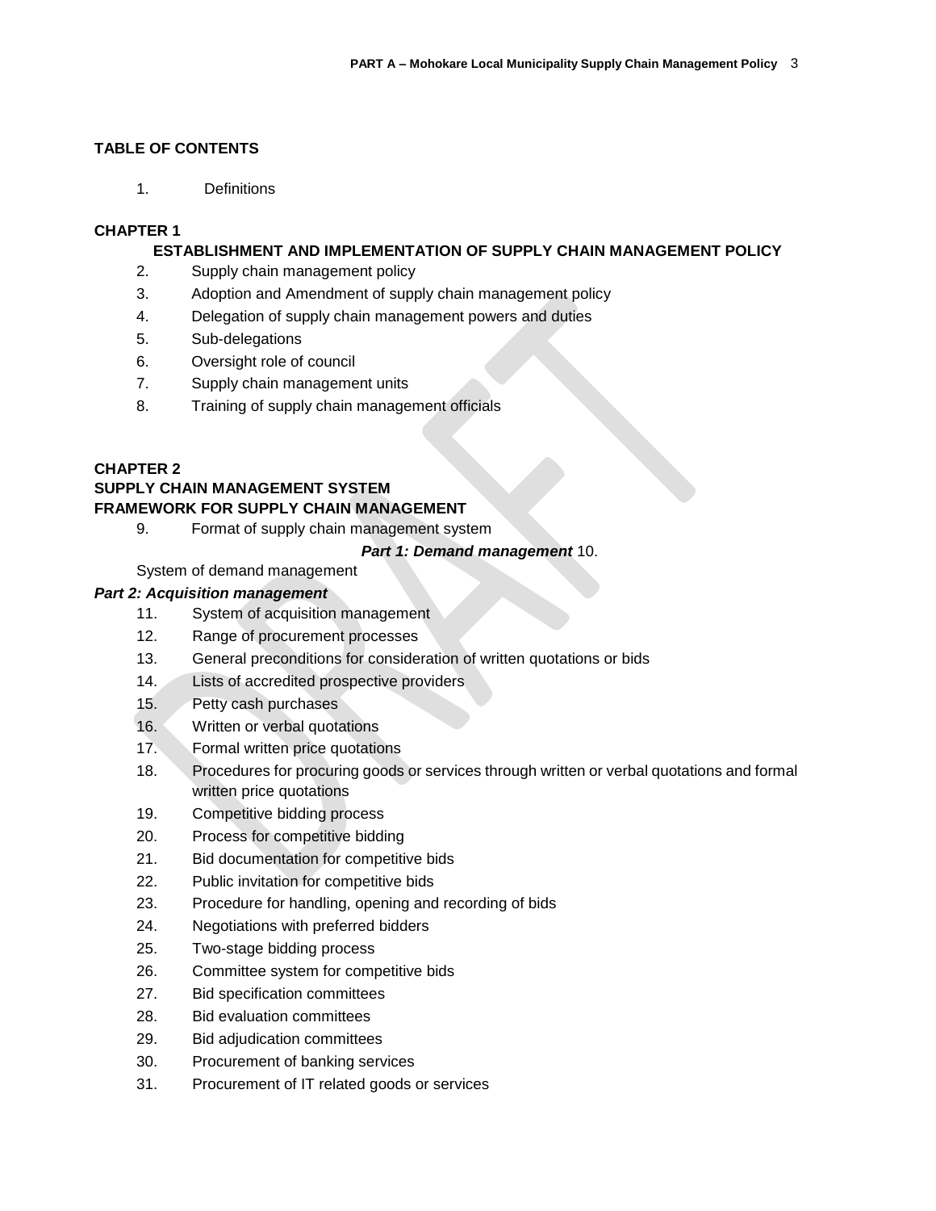## TABLE OF CONTENTS

1. Definitions

### CHAPTER 1

#### ESTABLISHMENT AND IMPLEMENTATION OF SUPPLY CHAIN MANAGEMENT POLICY

2. Supply chain management policy
3. Adoption and Amendment of supply chain management policy
4. Delegation of supply chain management powers and duties
5. Sub-delegations
6. Oversight role of council
7. Supply chain management units
8. Training of supply chain management officials

### CHAPTER 2

#### SUPPLY CHAIN MANAGEMENT SYSTEM
#### FRAMEWORK FOR SUPPLY CHAIN MANAGEMENT

9. Format of supply chain management system

***Part 1: Demand management***

10. System of demand management

***Part 2: Acquisition management***

11. System of acquisition management
12. Range of procurement processes
13. General preconditions for consideration of written quotations or bids
14. Lists of accredited prospective providers
15. Petty cash purchases
16. Written or verbal quotations
17. Formal written price quotations
18. Procedures for procuring goods or services through written or verbal quotations and formal written price quotations
19. Competitive bidding process
20. Process for competitive bidding
21. Bid documentation for competitive bids
22. Public invitation for competitive bids
23. Procedure for handling, opening and recording of bids
24. Negotiations with preferred bidders
25. Two-stage bidding process
26. Committee system for competitive bids
27. Bid specification committees
28. Bid evaluation committees
29. Bid adjudication committees
30. Procurement of banking services
31. Procurement of IT related goods or services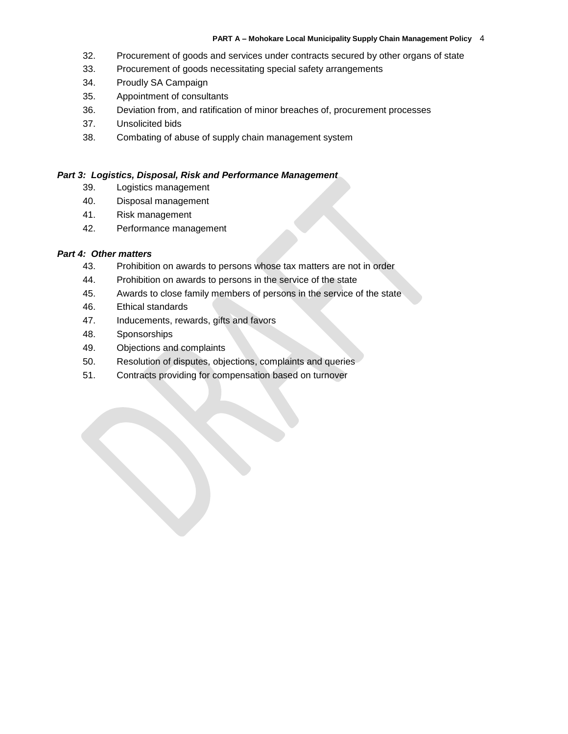32. Procurement of goods and services under contracts secured by other organs of state
33. Procurement of goods necessitating special safety arrangements
34. Proudly SA Campaign
35. Appointment of consultants
36. Deviation from, and ratification of minor breaches of, procurement processes
37. Unsolicited bids
38. Combating of abuse of supply chain management system

***Part 3: Logistics, Disposal, Risk and Performance Management***

39. Logistics management
40. Disposal management
41. Risk management
42. Performance management

***Part 4: Other matters***

43. Prohibition on awards to persons whose tax matters are not in order
44. Prohibition on awards to persons in the service of the state
45. Awards to close family members of persons in the service of the state
46. Ethical standards
47. Inducements, rewards, gifts and favors
48. Sponsorships
49. Objections and complaints
50. Resolution of disputes, objections, complaints and queries
51. Contracts providing for compensation based on turnover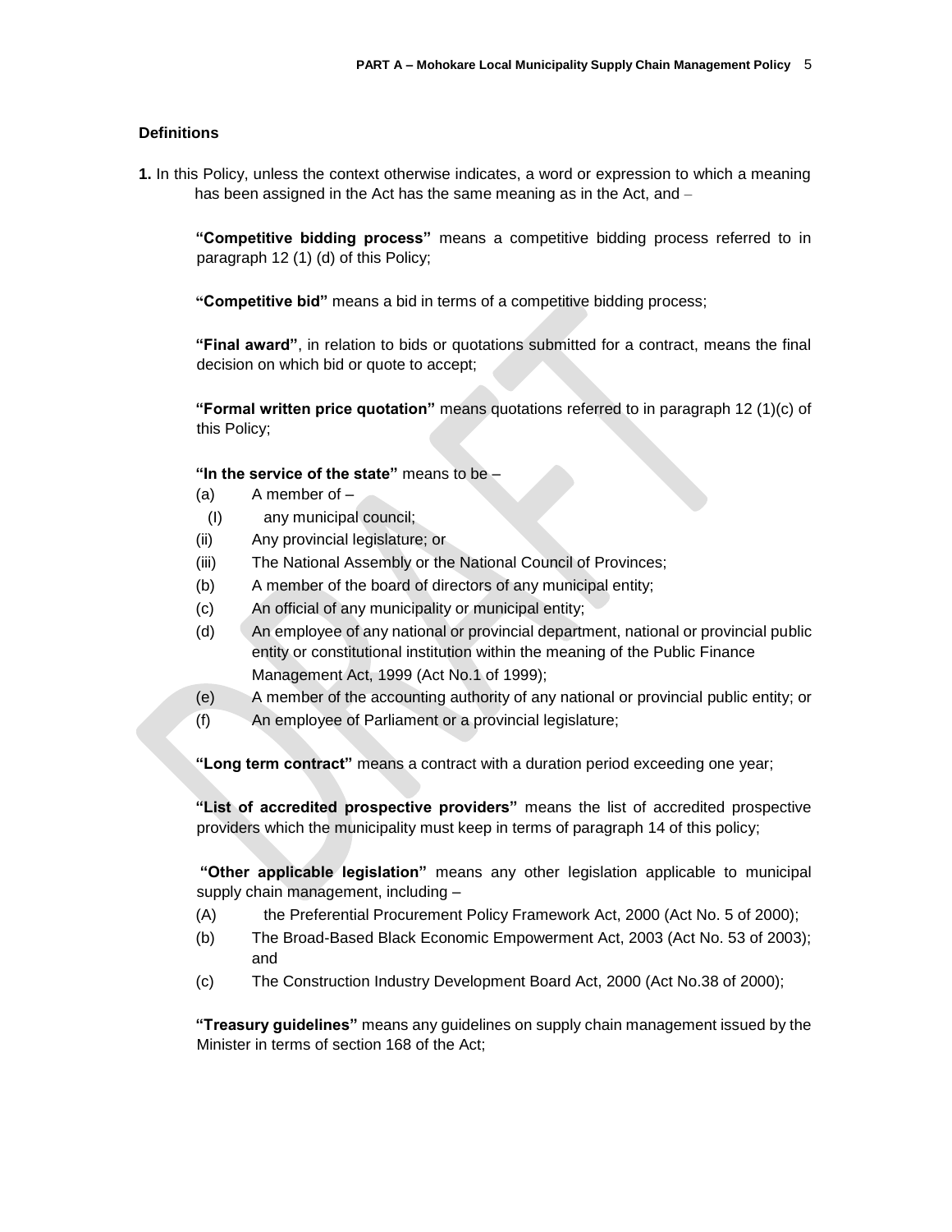### Definitions

**1.** In this Policy, unless the context otherwise indicates, a word or expression to which a meaning has been assigned in the Act has the same meaning as in the Act, and –

**"Competitive bidding process"** means a competitive bidding process referred to in paragraph 12 (1) (d) of this Policy;

**"Competitive bid"** means a bid in terms of a competitive bidding process;

**"Final award"**, in relation to bids or quotations submitted for a contract, means the final decision on which bid or quote to accept;

**"Formal written price quotation"** means quotations referred to in paragraph 12 (1)(c) of this Policy;

**"In the service of the state"** means to be –

(a) A member of –

(I) any municipal council;

(ii) Any provincial legislature; or

(iii) The National Assembly or the National Council of Provinces;

(b) A member of the board of directors of any municipal entity;

(c) An official of any municipality or municipal entity;

(d) An employee of any national or provincial department, national or provincial public entity or constitutional institution within the meaning of the Public Finance Management Act, 1999 (Act No.1 of 1999);

(e) A member of the accounting authority of any national or provincial public entity; or

(f) An employee of Parliament or a provincial legislature;

**"Long term contract"** means a contract with a duration period exceeding one year;

**"List of accredited prospective providers"** means the list of accredited prospective providers which the municipality must keep in terms of paragraph 14 of this policy;

**"Other applicable legislation"** means any other legislation applicable to municipal supply chain management, including –

(A) the Preferential Procurement Policy Framework Act, 2000 (Act No. 5 of 2000);

(b) The Broad-Based Black Economic Empowerment Act, 2003 (Act No. 53 of 2003); and

(c) The Construction Industry Development Board Act, 2000 (Act No.38 of 2000);

**"Treasury guidelines"** means any guidelines on supply chain management issued by the Minister in terms of section 168 of the Act;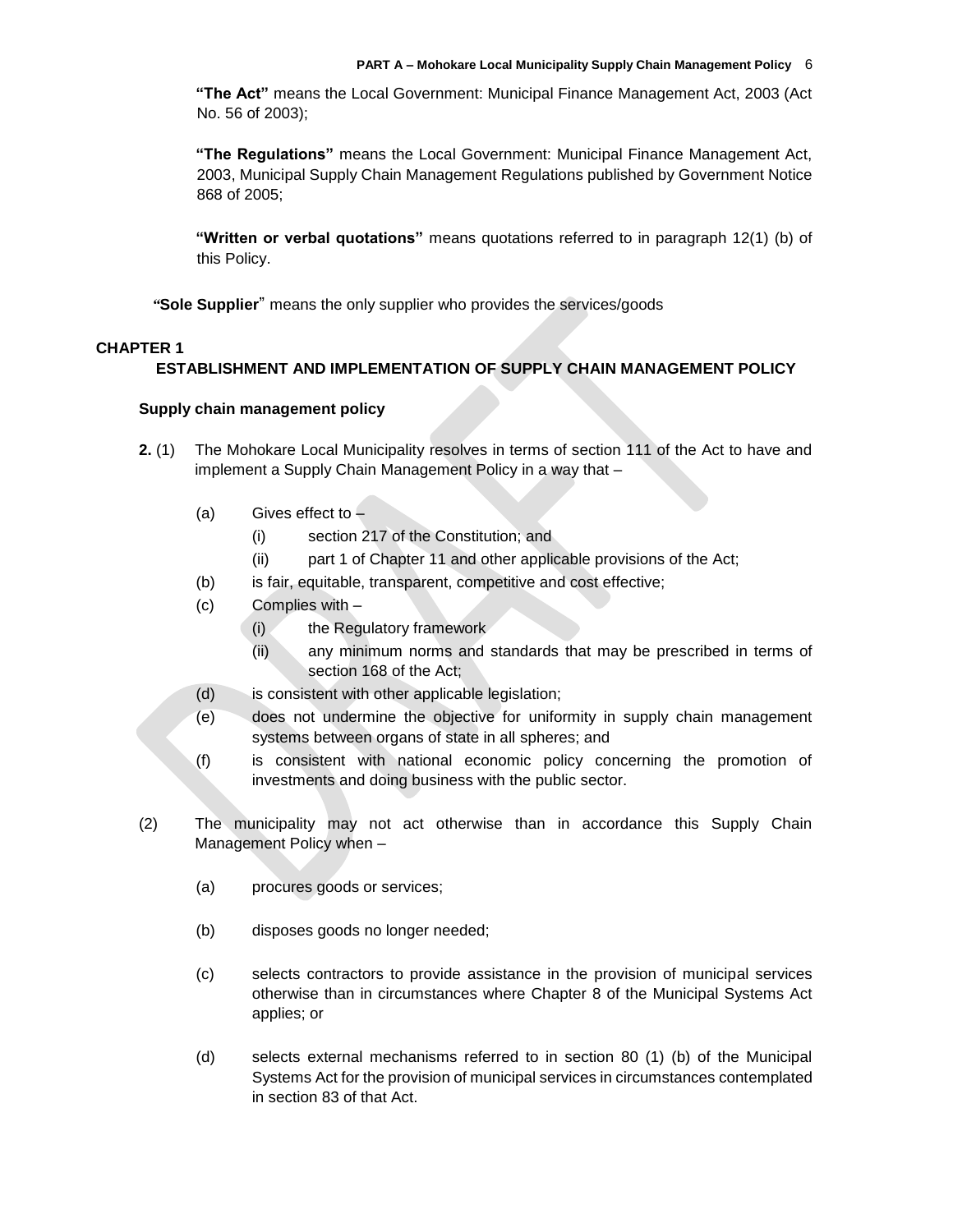**"The Act"** means the Local Government: Municipal Finance Management Act, 2003 (Act No. 56 of 2003);

**"The Regulations"** means the Local Government: Municipal Finance Management Act, 2003, Municipal Supply Chain Management Regulations published by Government Notice 868 of 2005;

**"Written or verbal quotations"** means quotations referred to in paragraph 12(1) (b) of this Policy.

**"Sole Supplier"** means the only supplier who provides the services/goods

## CHAPTER 1

### ESTABLISHMENT AND IMPLEMENTATION OF SUPPLY CHAIN MANAGEMENT POLICY

#### Supply chain management policy

**2.** (1) The Mohokare Local Municipality resolves in terms of section 111 of the Act to have and implement a Supply Chain Management Policy in a way that –

- (a) Gives effect to –
  - (i) section 217 of the Constitution; and
  - (ii) part 1 of Chapter 11 and other applicable provisions of the Act;
- (b) is fair, equitable, transparent, competitive and cost effective;
- (c) Complies with –
  - (i) the Regulatory framework
  - (ii) any minimum norms and standards that may be prescribed in terms of section 168 of the Act;
- (d) is consistent with other applicable legislation;
- (e) does not undermine the objective for uniformity in supply chain management systems between organs of state in all spheres; and
- (f) is consistent with national economic policy concerning the promotion of investments and doing business with the public sector.

(2) The municipality may not act otherwise than in accordance this Supply Chain Management Policy when –

- (a) procures goods or services;
- (b) disposes goods no longer needed;
- (c) selects contractors to provide assistance in the provision of municipal services otherwise than in circumstances where Chapter 8 of the Municipal Systems Act applies; or
- (d) selects external mechanisms referred to in section 80 (1) (b) of the Municipal Systems Act for the provision of municipal services in circumstances contemplated in section 83 of that Act.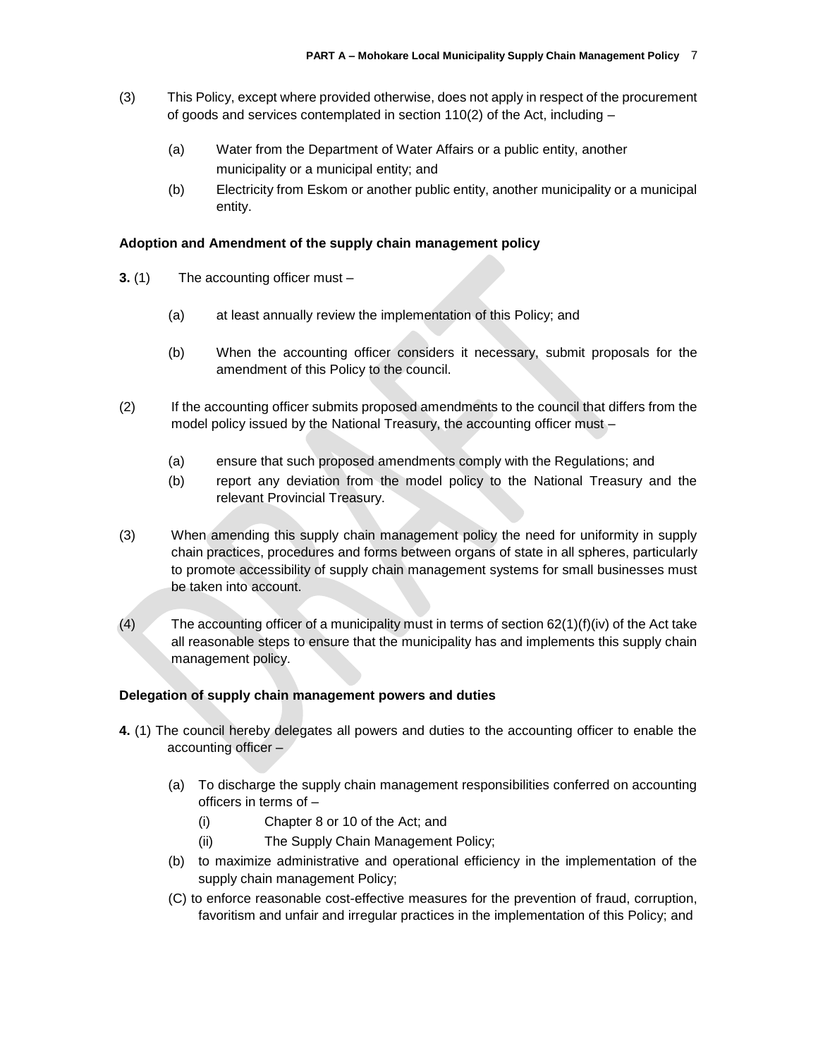(3) This Policy, except where provided otherwise, does not apply in respect of the procurement of goods and services contemplated in section 110(2) of the Act, including –

   (a) Water from the Department of Water Affairs or a public entity, another municipality or a municipal entity; and

   (b) Electricity from Eskom or another public entity, another municipality or a municipal entity.

### Adoption and Amendment of the supply chain management policy

**3.** (1) The accounting officer must –

   (a) at least annually review the implementation of this Policy; and

   (b) When the accounting officer considers it necessary, submit proposals for the amendment of this Policy to the council.

(2) If the accounting officer submits proposed amendments to the council that differs from the model policy issued by the National Treasury, the accounting officer must –

   (a) ensure that such proposed amendments comply with the Regulations; and

   (b) report any deviation from the model policy to the National Treasury and the relevant Provincial Treasury.

(3) When amending this supply chain management policy the need for uniformity in supply chain practices, procedures and forms between organs of state in all spheres, particularly to promote accessibility of supply chain management systems for small businesses must be taken into account.

(4) The accounting officer of a municipality must in terms of section 62(1)(f)(iv) of the Act take all reasonable steps to ensure that the municipality has and implements this supply chain management policy.

### Delegation of supply chain management powers and duties

**4.** (1) The council hereby delegates all powers and duties to the accounting officer to enable the accounting officer –

   (a) To discharge the supply chain management responsibilities conferred on accounting officers in terms of –

      (i) Chapter 8 or 10 of the Act; and

      (ii) The Supply Chain Management Policy;

   (b) to maximize administrative and operational efficiency in the implementation of the supply chain management Policy;

   (C) to enforce reasonable cost-effective measures for the prevention of fraud, corruption, favoritism and unfair and irregular practices in the implementation of this Policy; and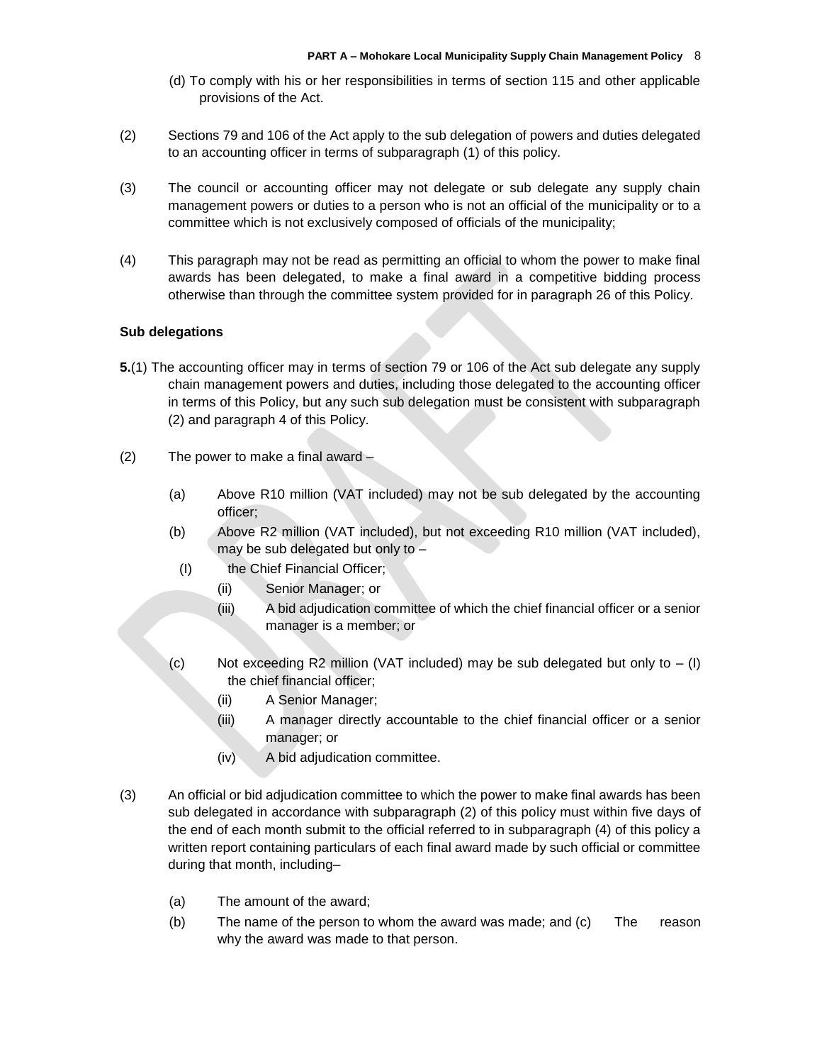(d) To comply with his or her responsibilities in terms of section 115 and other applicable provisions of the Act.

(2) Sections 79 and 106 of the Act apply to the sub delegation of powers and duties delegated to an accounting officer in terms of subparagraph (1) of this policy.

(3) The council or accounting officer may not delegate or sub delegate any supply chain management powers or duties to a person who is not an official of the municipality or to a committee which is not exclusively composed of officials of the municipality;

(4) This paragraph may not be read as permitting an official to whom the power to make final awards has been delegated, to make a final award in a competitive bidding process otherwise than through the committee system provided for in paragraph 26 of this Policy.

**Sub delegations**

**5.**(1) The accounting officer may in terms of section 79 or 106 of the Act sub delegate any supply chain management powers and duties, including those delegated to the accounting officer in terms of this Policy, but any such sub delegation must be consistent with subparagraph (2) and paragraph 4 of this Policy.

(2) The power to make a final award –

- (a) Above R10 million (VAT included) may not be sub delegated by the accounting officer;
- (b) Above R2 million (VAT included), but not exceeding R10 million (VAT included), may be sub delegated but only to –
  - (I) the Chief Financial Officer;
  - (ii) Senior Manager; or
  - (iii) A bid adjudication committee of which the chief financial officer or a senior manager is a member; or
- (c) Not exceeding R2 million (VAT included) may be sub delegated but only to – (I) the chief financial officer;
  - (ii) A Senior Manager;
  - (iii) A manager directly accountable to the chief financial officer or a senior manager; or
  - (iv) A bid adjudication committee.

(3) An official or bid adjudication committee to which the power to make final awards has been sub delegated in accordance with subparagraph (2) of this policy must within five days of the end of each month submit to the official referred to in subparagraph (4) of this policy a written report containing particulars of each final award made by such official or committee during that month, including–

- (a) The amount of the award;
- (b) The name of the person to whom the award was made; and (c) The reason why the award was made to that person.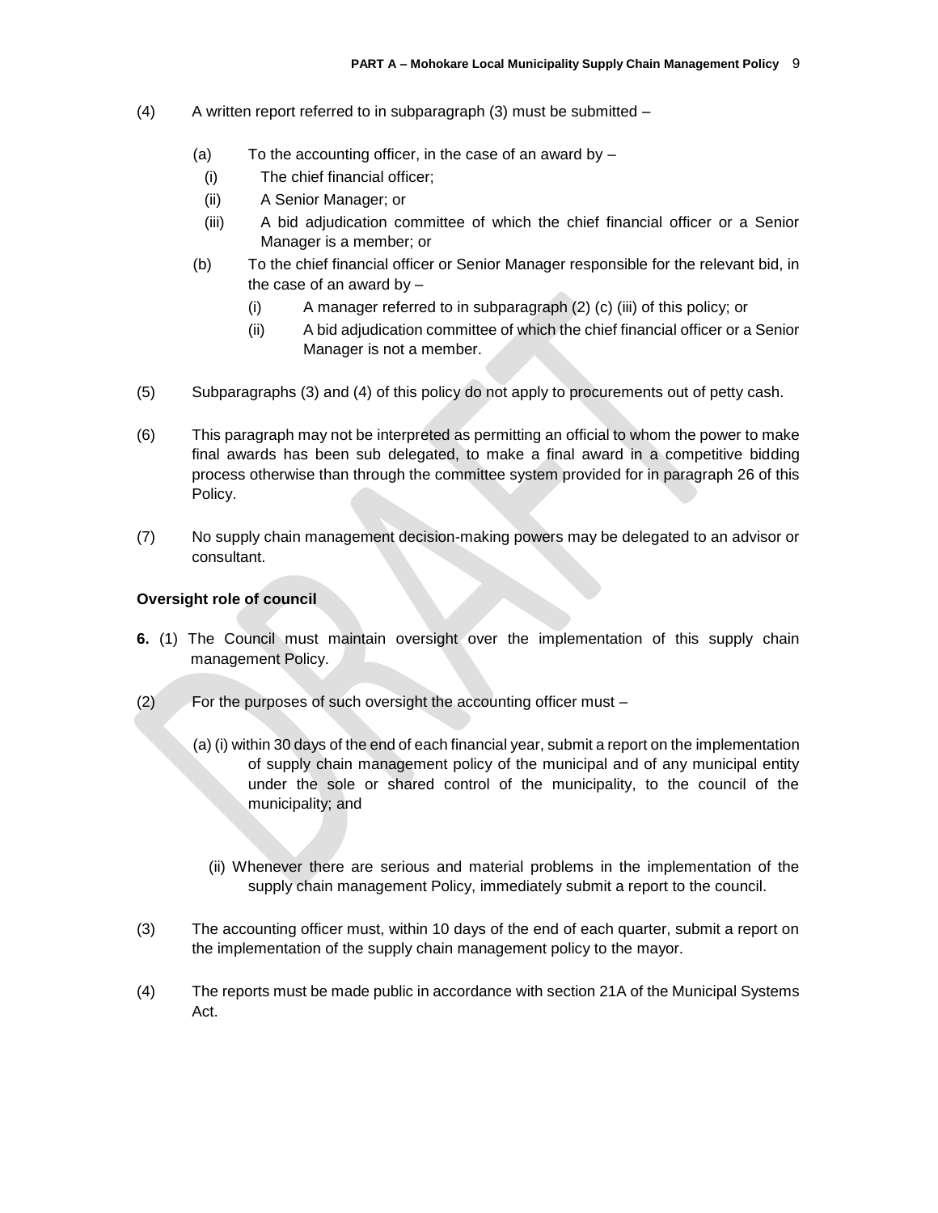(4) A written report referred to in subparagraph (3) must be submitted –

(a) To the accounting officer, in the case of an award by –

(i) The chief financial officer;

(ii) A Senior Manager; or

(iii) A bid adjudication committee of which the chief financial officer or a Senior Manager is a member; or

(b) To the chief financial officer or Senior Manager responsible for the relevant bid, in the case of an award by –

(i) A manager referred to in subparagraph (2) (c) (iii) of this policy; or

(ii) A bid adjudication committee of which the chief financial officer or a Senior Manager is not a member.

(5) Subparagraphs (3) and (4) of this policy do not apply to procurements out of petty cash.

(6) This paragraph may not be interpreted as permitting an official to whom the power to make final awards has been sub delegated, to make a final award in a competitive bidding process otherwise than through the committee system provided for in paragraph 26 of this Policy.

(7) No supply chain management decision-making powers may be delegated to an advisor or consultant.

**Oversight role of council**

**6.** (1) The Council must maintain oversight over the implementation of this supply chain management Policy.

(2) For the purposes of such oversight the accounting officer must –

(a) (i) within 30 days of the end of each financial year, submit a report on the implementation of supply chain management policy of the municipal and of any municipal entity under the sole or shared control of the municipality, to the council of the municipality; and

(ii) Whenever there are serious and material problems in the implementation of the supply chain management Policy, immediately submit a report to the council.

(3) The accounting officer must, within 10 days of the end of each quarter, submit a report on the implementation of the supply chain management policy to the mayor.

(4) The reports must be made public in accordance with section 21A of the Municipal Systems Act.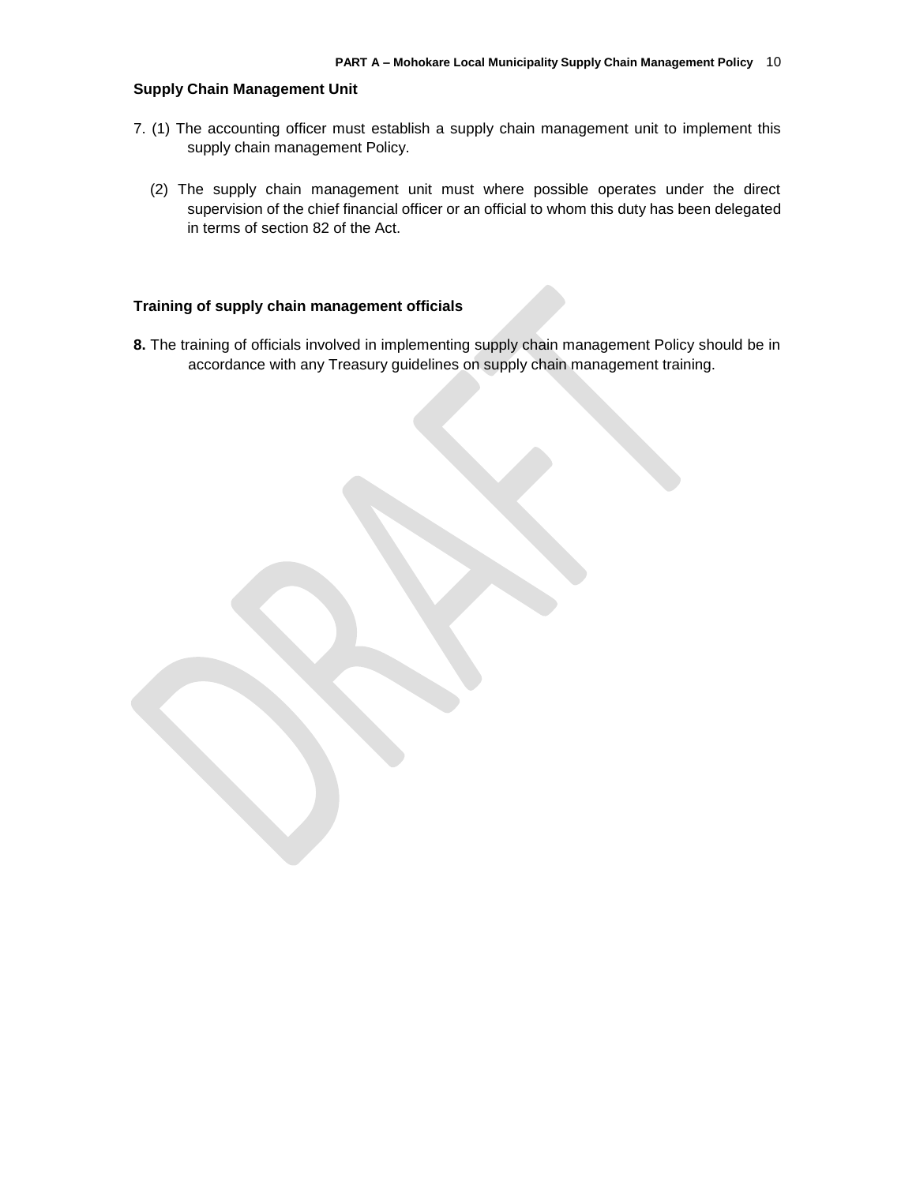**Supply Chain Management Unit**

7. (1) The accounting officer must establish a supply chain management unit to implement this supply chain management Policy.

(2) The supply chain management unit must where possible operates under the direct supervision of the chief financial officer or an official to whom this duty has been delegated in terms of section 82 of the Act.

**Training of supply chain management officials**

**8.** The training of officials involved in implementing supply chain management Policy should be in accordance with any Treasury guidelines on supply chain management training.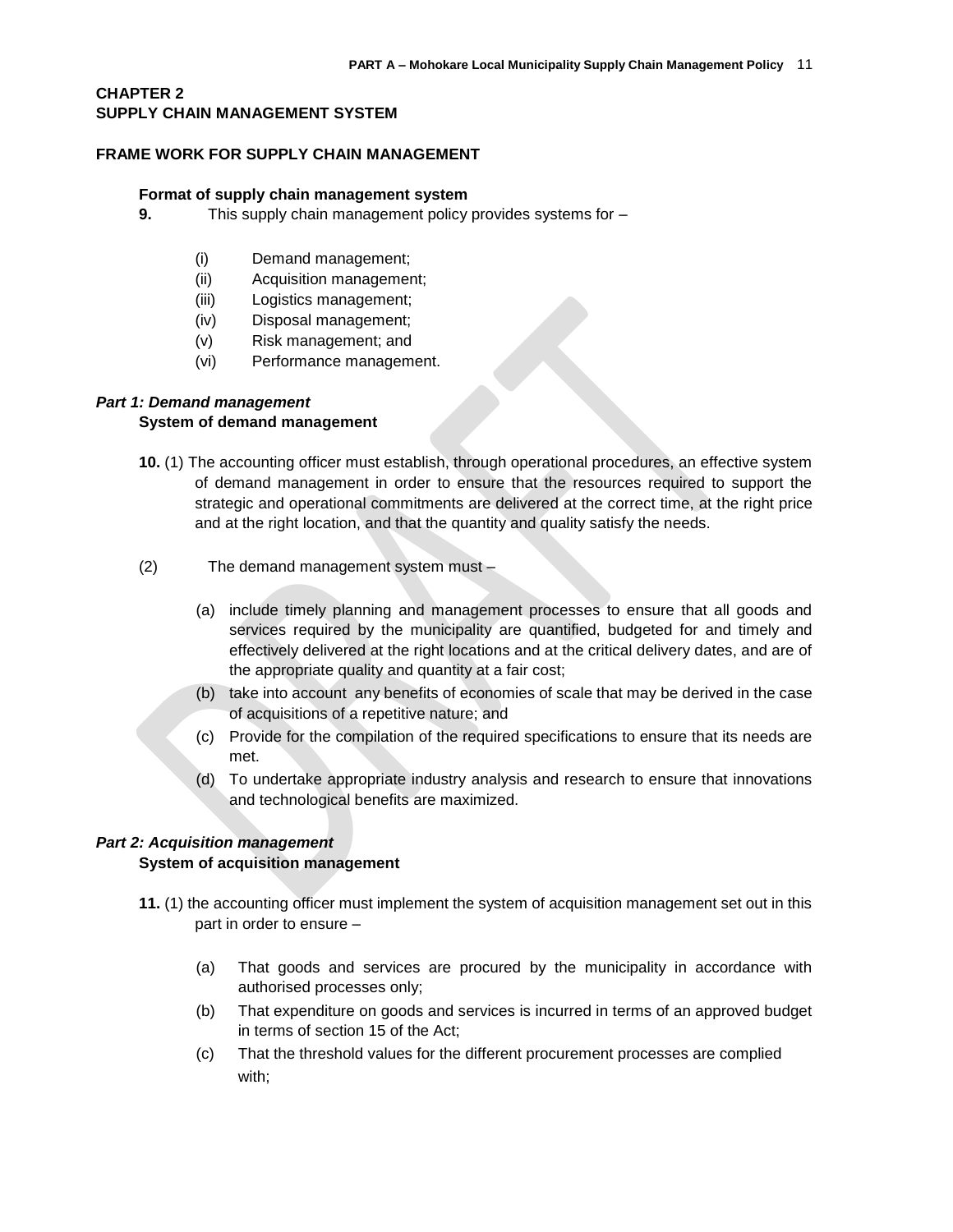## CHAPTER 2
## SUPPLY CHAIN MANAGEMENT SYSTEM

### FRAME WORK FOR SUPPLY CHAIN MANAGEMENT

**Format of supply chain management system**

**9.** This supply chain management policy provides systems for –

(i) Demand management;
(ii) Acquisition management;
(iii) Logistics management;
(iv) Disposal management;
(v) Risk management; and
(vi) Performance management.

### *Part 1: Demand management*

**System of demand management**

**10.** (1) The accounting officer must establish, through operational procedures, an effective system of demand management in order to ensure that the resources required to support the strategic and operational commitments are delivered at the correct time, at the right price and at the right location, and that the quantity and quality satisfy the needs.

(2) The demand management system must –

(a) include timely planning and management processes to ensure that all goods and services required by the municipality are quantified, budgeted for and timely and effectively delivered at the right locations and at the critical delivery dates, and are of the appropriate quality and quantity at a fair cost;
(b) take into account any benefits of economies of scale that may be derived in the case of acquisitions of a repetitive nature; and
(c) Provide for the compilation of the required specifications to ensure that its needs are met.
(d) To undertake appropriate industry analysis and research to ensure that innovations and technological benefits are maximized.

### *Part 2: Acquisition management*

**System of acquisition management**

**11.** (1) the accounting officer must implement the system of acquisition management set out in this part in order to ensure –

(a) That goods and services are procured by the municipality in accordance with authorised processes only;
(b) That expenditure on goods and services is incurred in terms of an approved budget in terms of section 15 of the Act;
(c) That the threshold values for the different procurement processes are complied with;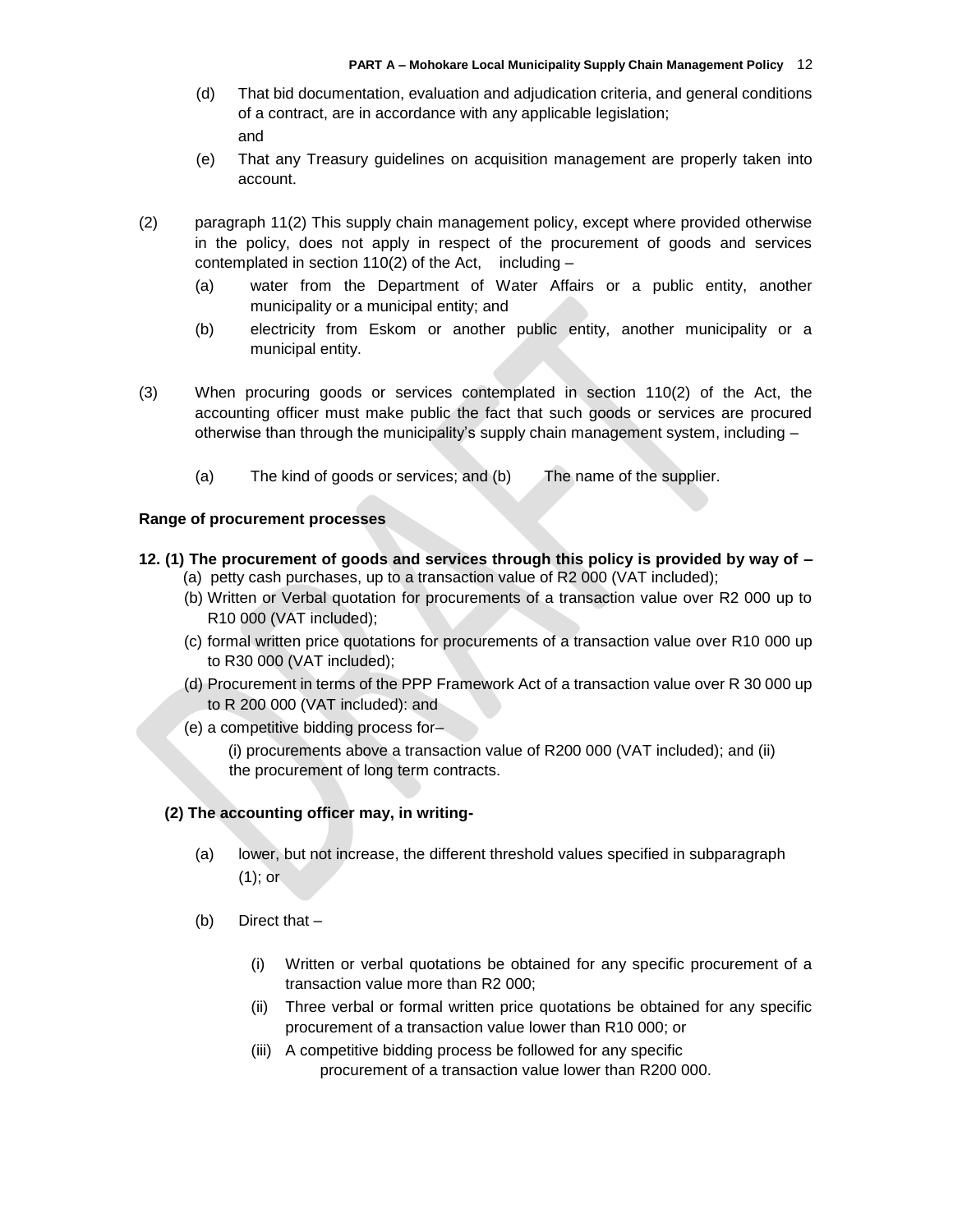(d) That bid documentation, evaluation and adjudication criteria, and general conditions of a contract, are in accordance with any applicable legislation; and

(e) That any Treasury guidelines on acquisition management are properly taken into account.

(2) paragraph 11(2) This supply chain management policy, except where provided otherwise in the policy, does not apply in respect of the procurement of goods and services contemplated in section 110(2) of the Act, including –

(a) water from the Department of Water Affairs or a public entity, another municipality or a municipal entity; and

(b) electricity from Eskom or another public entity, another municipality or a municipal entity.

(3) When procuring goods or services contemplated in section 110(2) of the Act, the accounting officer must make public the fact that such goods or services are procured otherwise than through the municipality's supply chain management system, including –

(a) The kind of goods or services; and (b) The name of the supplier.

**Range of procurement processes**

**12. (1) The procurement of goods and services through this policy is provided by way of –**

(a) petty cash purchases, up to a transaction value of R2 000 (VAT included);

(b) Written or Verbal quotation for procurements of a transaction value over R2 000 up to R10 000 (VAT included);

(c) formal written price quotations for procurements of a transaction value over R10 000 up to R30 000 (VAT included);

(d) Procurement in terms of the PPP Framework Act of a transaction value over R 30 000 up to R 200 000 (VAT included): and

(e) a competitive bidding process for–

(i) procurements above a transaction value of R200 000 (VAT included); and (ii) the procurement of long term contracts.

**(2) The accounting officer may, in writing-**

(a) lower, but not increase, the different threshold values specified in subparagraph (1); or

(b) Direct that –

(i) Written or verbal quotations be obtained for any specific procurement of a transaction value more than R2 000;

(ii) Three verbal or formal written price quotations be obtained for any specific procurement of a transaction value lower than R10 000; or

(iii) A competitive bidding process be followed for any specific procurement of a transaction value lower than R200 000.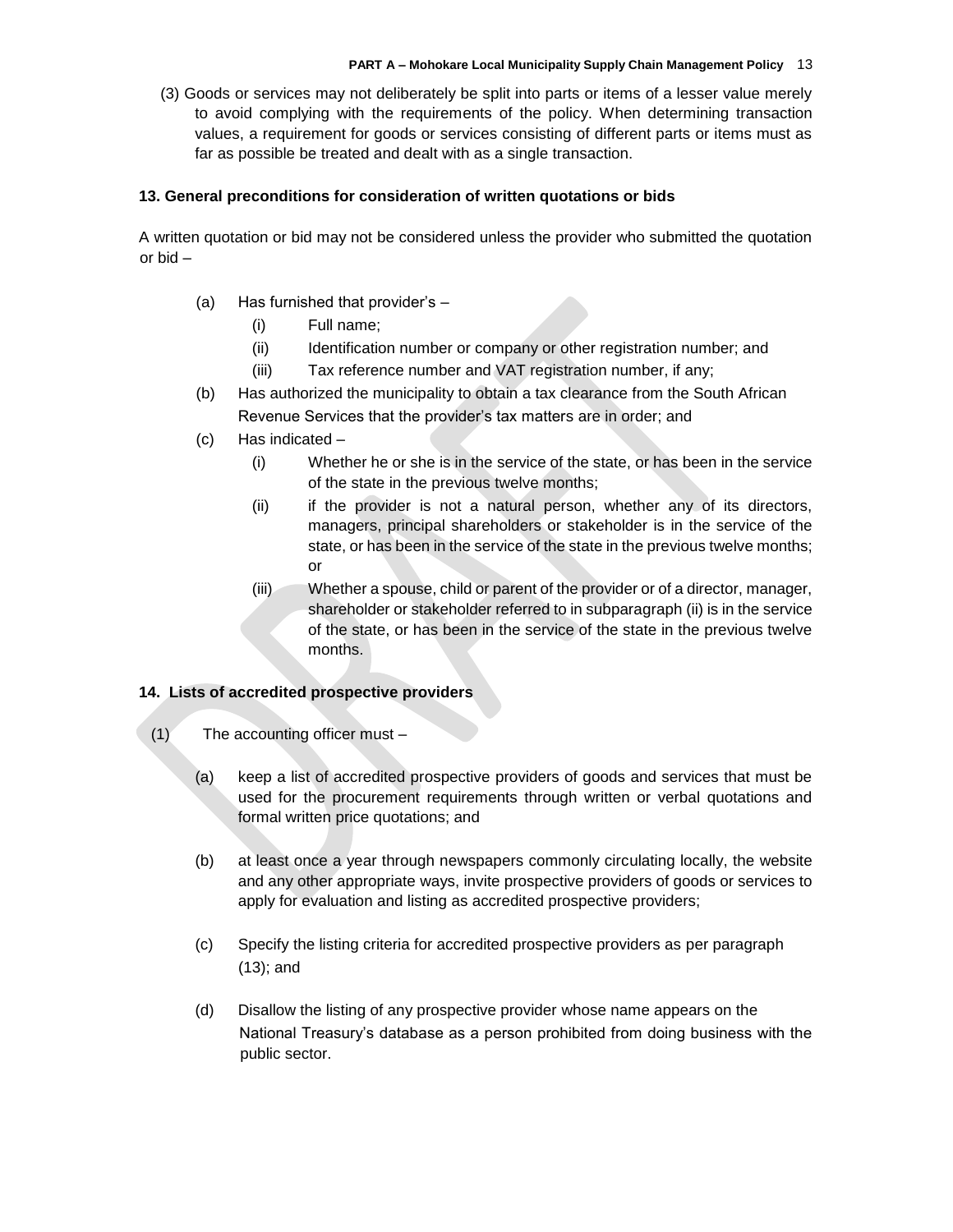(3) Goods or services may not deliberately be split into parts or items of a lesser value merely to avoid complying with the requirements of the policy. When determining transaction values, a requirement for goods or services consisting of different parts or items must as far as possible be treated and dealt with as a single transaction.

**13. General preconditions for consideration of written quotations or bids**

A written quotation or bid may not be considered unless the provider who submitted the quotation or bid –

- (a) Has furnished that provider's –
  - (i) Full name;
  - (ii) Identification number or company or other registration number; and
  - (iii) Tax reference number and VAT registration number, if any;
- (b) Has authorized the municipality to obtain a tax clearance from the South African Revenue Services that the provider's tax matters are in order; and
- (c) Has indicated –
  - (i) Whether he or she is in the service of the state, or has been in the service of the state in the previous twelve months;
  - (ii) if the provider is not a natural person, whether any of its directors, managers, principal shareholders or stakeholder is in the service of the state, or has been in the service of the state in the previous twelve months; or
  - (iii) Whether a spouse, child or parent of the provider or of a director, manager, shareholder or stakeholder referred to in subparagraph (ii) is in the service of the state, or has been in the service of the state in the previous twelve months.

**14. Lists of accredited prospective providers**

(1) The accounting officer must –

- (a) keep a list of accredited prospective providers of goods and services that must be used for the procurement requirements through written or verbal quotations and formal written price quotations; and
- (b) at least once a year through newspapers commonly circulating locally, the website and any other appropriate ways, invite prospective providers of goods or services to apply for evaluation and listing as accredited prospective providers;
- (c) Specify the listing criteria for accredited prospective providers as per paragraph (13); and
- (d) Disallow the listing of any prospective provider whose name appears on the National Treasury's database as a person prohibited from doing business with the public sector.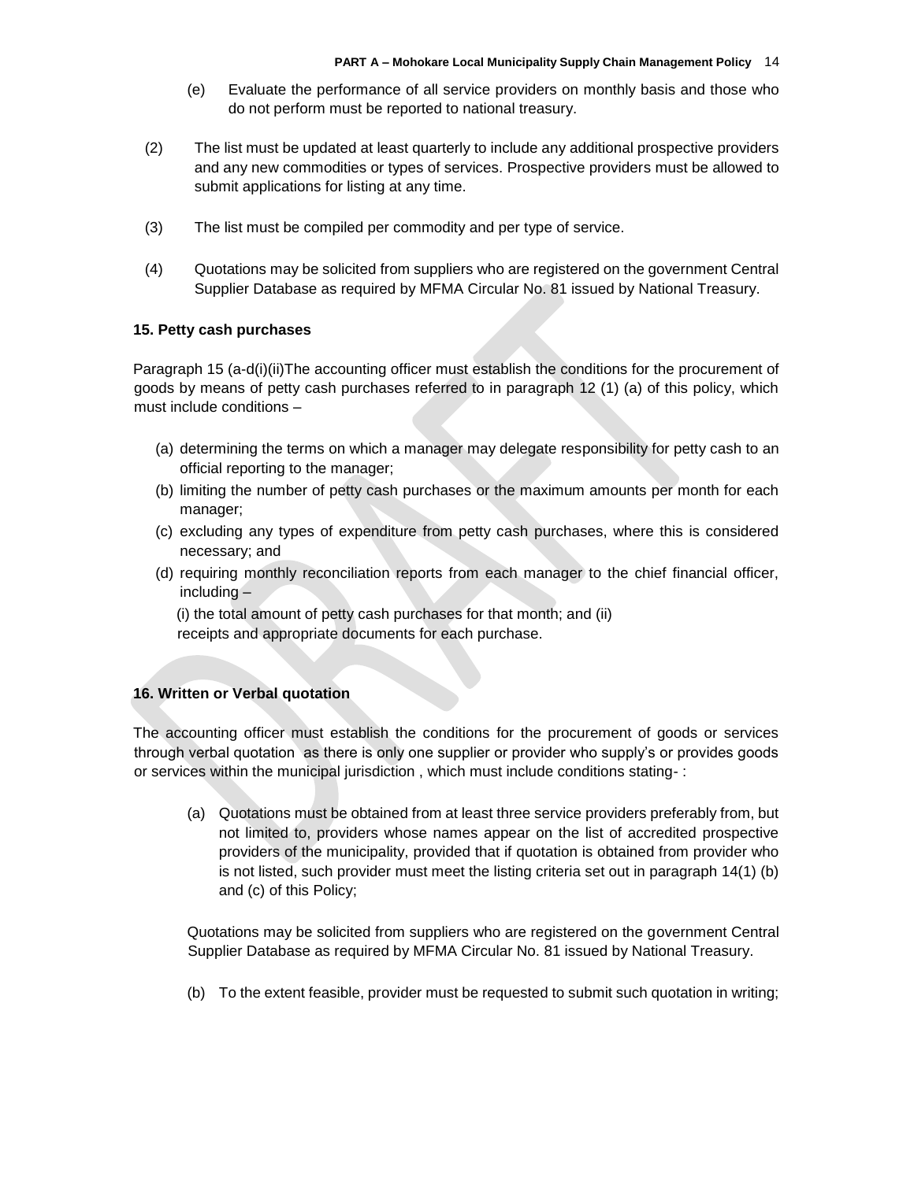(e) Evaluate the performance of all service providers on monthly basis and those who do not perform must be reported to national treasury.

(2) The list must be updated at least quarterly to include any additional prospective providers and any new commodities or types of services. Prospective providers must be allowed to submit applications for listing at any time.

(3) The list must be compiled per commodity and per type of service.

(4) Quotations may be solicited from suppliers who are registered on the government Central Supplier Database as required by MFMA Circular No. 81 issued by National Treasury.

### 15. Petty cash purchases

Paragraph 15 (a-d(i)(ii)The accounting officer must establish the conditions for the procurement of goods by means of petty cash purchases referred to in paragraph 12 (1) (a) of this policy, which must include conditions –

(a) determining the terms on which a manager may delegate responsibility for petty cash to an official reporting to the manager;
(b) limiting the number of petty cash purchases or the maximum amounts per month for each manager;
(c) excluding any types of expenditure from petty cash purchases, where this is considered necessary; and
(d) requiring monthly reconciliation reports from each manager to the chief financial officer, including –

(i) the total amount of petty cash purchases for that month; and (ii) receipts and appropriate documents for each purchase.

### 16. Written or Verbal quotation

The accounting officer must establish the conditions for the procurement of goods or services through verbal quotation as there is only one supplier or provider who supply's or provides goods or services within the municipal jurisdiction , which must include conditions stating- :

(a) Quotations must be obtained from at least three service providers preferably from, but not limited to, providers whose names appear on the list of accredited prospective providers of the municipality, provided that if quotation is obtained from provider who is not listed, such provider must meet the listing criteria set out in paragraph 14(1) (b) and (c) of this Policy;

Quotations may be solicited from suppliers who are registered on the government Central Supplier Database as required by MFMA Circular No. 81 issued by National Treasury.

(b) To the extent feasible, provider must be requested to submit such quotation in writing;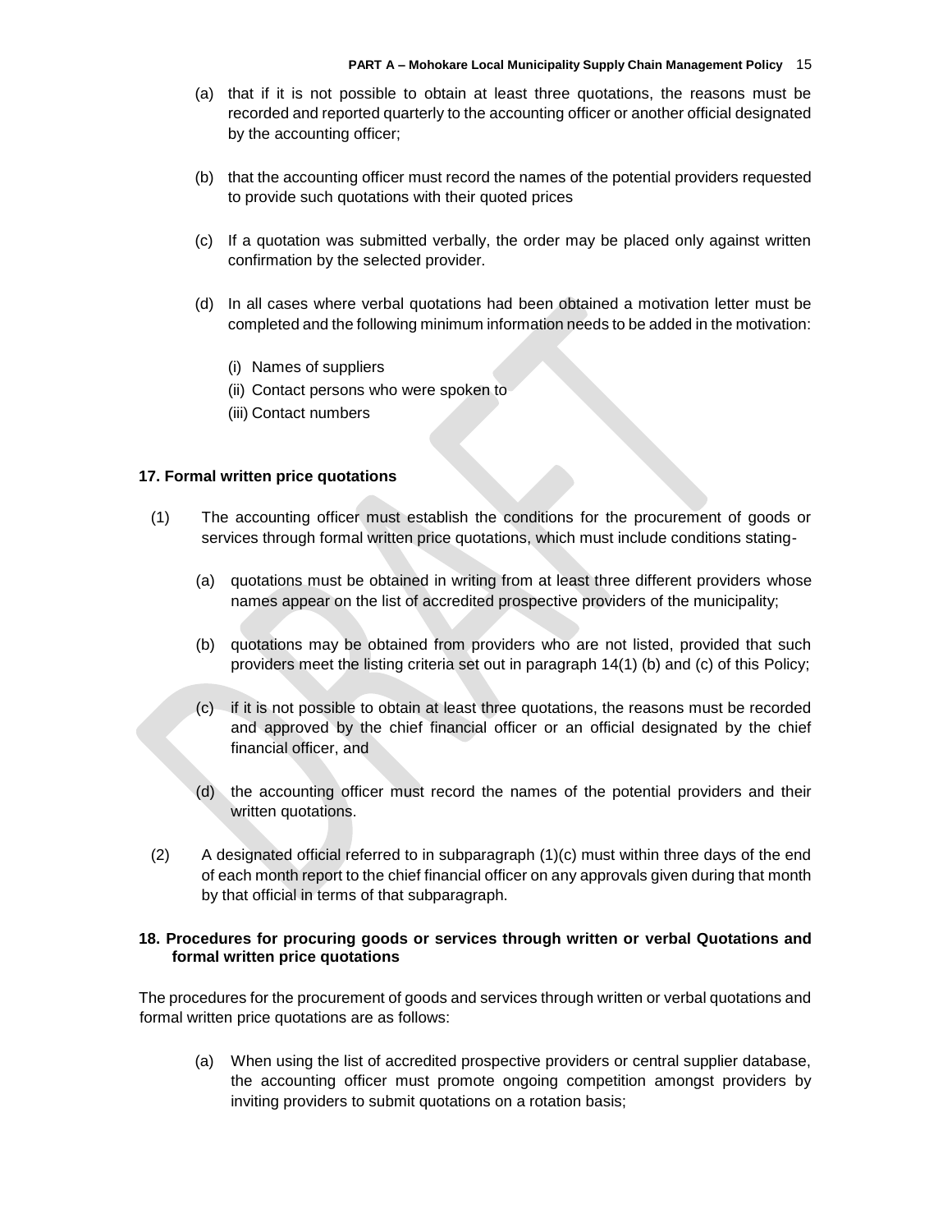(a) that if it is not possible to obtain at least three quotations, the reasons must be recorded and reported quarterly to the accounting officer or another official designated by the accounting officer;

(b) that the accounting officer must record the names of the potential providers requested to provide such quotations with their quoted prices

(c) If a quotation was submitted verbally, the order may be placed only against written confirmation by the selected provider.

(d) In all cases where verbal quotations had been obtained a motivation letter must be completed and the following minimum information needs to be added in the motivation:

   (i) Names of suppliers
   (ii) Contact persons who were spoken to
   (iii) Contact numbers

**17. Formal written price quotations**

(1) The accounting officer must establish the conditions for the procurement of goods or services through formal written price quotations, which must include conditions stating-

   (a) quotations must be obtained in writing from at least three different providers whose names appear on the list of accredited prospective providers of the municipality;

   (b) quotations may be obtained from providers who are not listed, provided that such providers meet the listing criteria set out in paragraph 14(1) (b) and (c) of this Policy;

   (c) if it is not possible to obtain at least three quotations, the reasons must be recorded and approved by the chief financial officer or an official designated by the chief financial officer, and

   (d) the accounting officer must record the names of the potential providers and their written quotations.

(2) A designated official referred to in subparagraph (1)(c) must within three days of the end of each month report to the chief financial officer on any approvals given during that month by that official in terms of that subparagraph.

**18. Procedures for procuring goods or services through written or verbal Quotations and formal written price quotations**

The procedures for the procurement of goods and services through written or verbal quotations and formal written price quotations are as follows:

(a) When using the list of accredited prospective providers or central supplier database, the accounting officer must promote ongoing competition amongst providers by inviting providers to submit quotations on a rotation basis;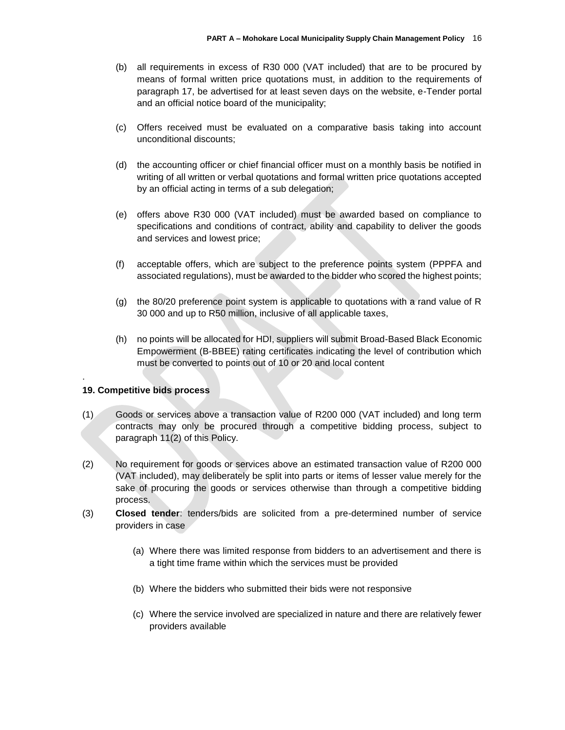(b) all requirements in excess of R30 000 (VAT included) that are to be procured by means of formal written price quotations must, in addition to the requirements of paragraph 17, be advertised for at least seven days on the website, e-Tender portal and an official notice board of the municipality;

(c) Offers received must be evaluated on a comparative basis taking into account unconditional discounts;

(d) the accounting officer or chief financial officer must on a monthly basis be notified in writing of all written or verbal quotations and formal written price quotations accepted by an official acting in terms of a sub delegation;

(e) offers above R30 000 (VAT included) must be awarded based on compliance to specifications and conditions of contract, ability and capability to deliver the goods and services and lowest price;

(f) acceptable offers, which are subject to the preference points system (PPPFA and associated regulations), must be awarded to the bidder who scored the highest points;

(g) the 80/20 preference point system is applicable to quotations with a rand value of R 30 000 and up to R50 million, inclusive of all applicable taxes,

(h) no points will be allocated for HDI, suppliers will submit Broad-Based Black Economic Empowerment (B-BBEE) rating certificates indicating the level of contribution which must be converted to points out of 10 or 20 and local content

.

**19. Competitive bids process**

(1) Goods or services above a transaction value of R200 000 (VAT included) and long term contracts may only be procured through a competitive bidding process, subject to paragraph 11(2) of this Policy.

(2) No requirement for goods or services above an estimated transaction value of R200 000 (VAT included), may deliberately be split into parts or items of lesser value merely for the sake of procuring the goods or services otherwise than through a competitive bidding process.

(3) **Closed tender**: tenders/bids are solicited from a pre-determined number of service providers in case

(a) Where there was limited response from bidders to an advertisement and there is a tight time frame within which the services must be provided

(b) Where the bidders who submitted their bids were not responsive

(c) Where the service involved are specialized in nature and there are relatively fewer providers available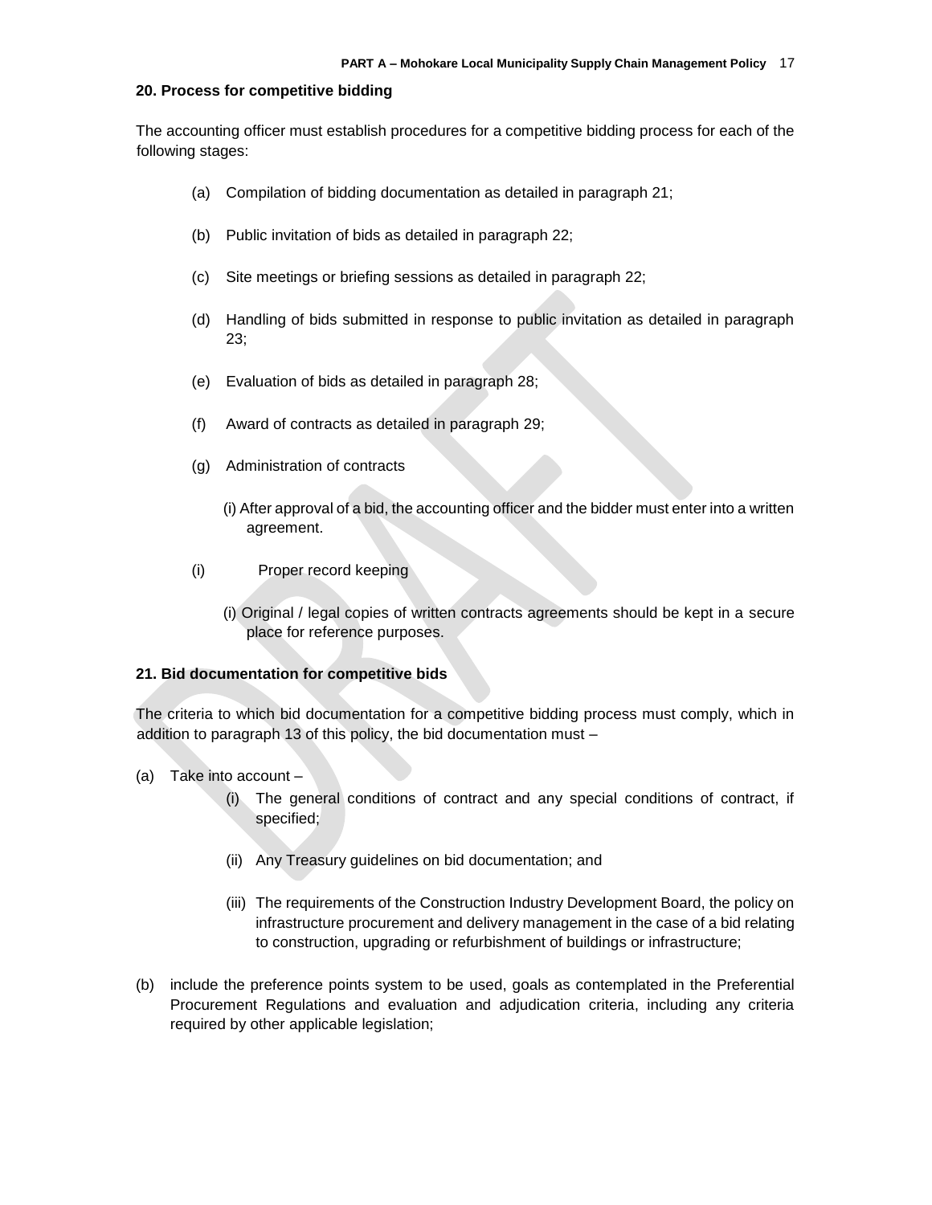## 20. Process for competitive bidding

The accounting officer must establish procedures for a competitive bidding process for each of the following stages:

(a) Compilation of bidding documentation as detailed in paragraph 21;

(b) Public invitation of bids as detailed in paragraph 22;

(c) Site meetings or briefing sessions as detailed in paragraph 22;

(d) Handling of bids submitted in response to public invitation as detailed in paragraph 23;

(e) Evaluation of bids as detailed in paragraph 28;

(f) Award of contracts as detailed in paragraph 29;

(g) Administration of contracts

(i) After approval of a bid, the accounting officer and the bidder must enter into a written agreement.

(i) Proper record keeping

(i) Original / legal copies of written contracts agreements should be kept in a secure place for reference purposes.

## 21. Bid documentation for competitive bids

The criteria to which bid documentation for a competitive bidding process must comply, which in addition to paragraph 13 of this policy, the bid documentation must –

(a) Take into account –

(i) The general conditions of contract and any special conditions of contract, if specified;

(ii) Any Treasury guidelines on bid documentation; and

(iii) The requirements of the Construction Industry Development Board, the policy on infrastructure procurement and delivery management in the case of a bid relating to construction, upgrading or refurbishment of buildings or infrastructure;

(b) include the preference points system to be used, goals as contemplated in the Preferential Procurement Regulations and evaluation and adjudication criteria, including any criteria required by other applicable legislation;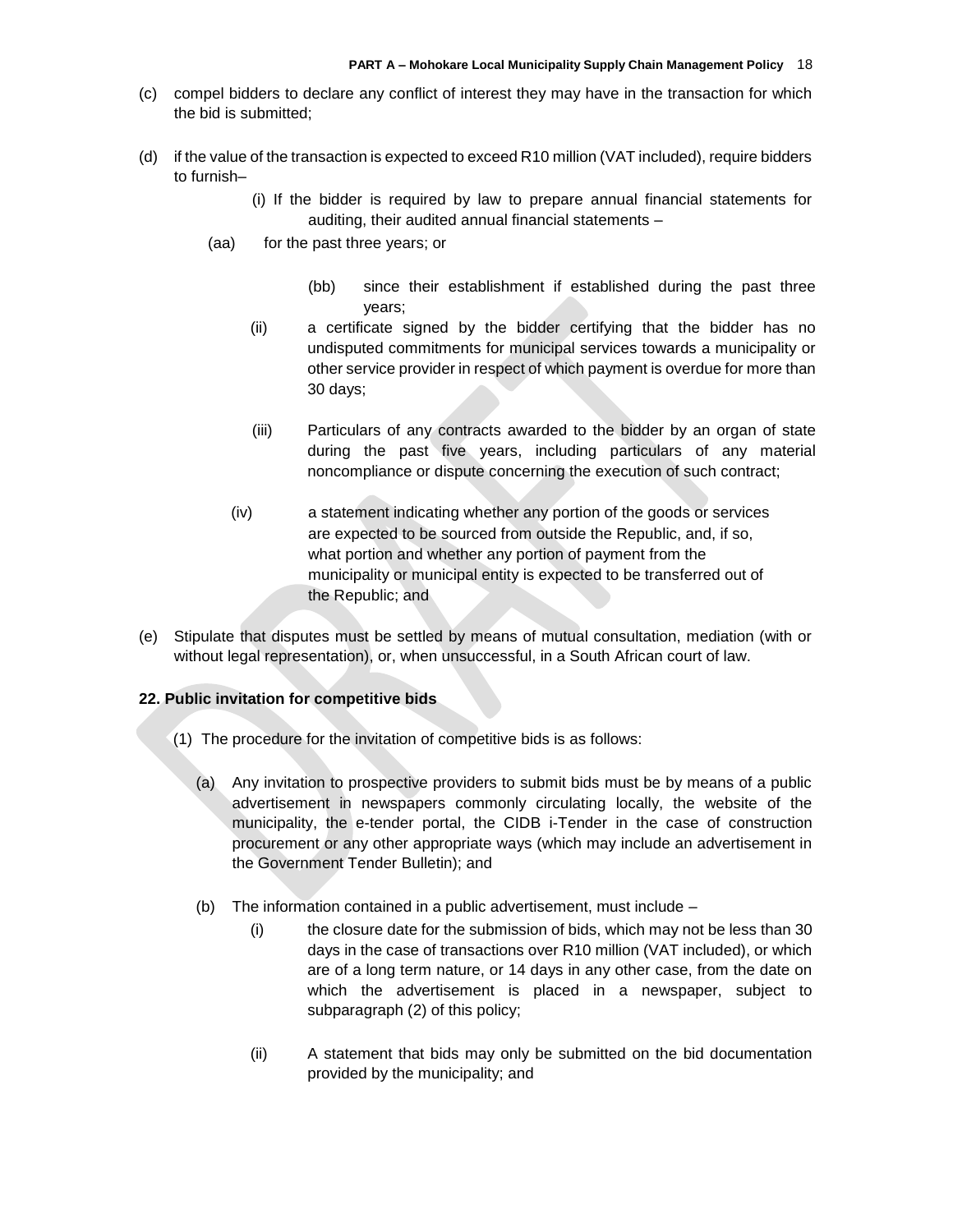(c) compel bidders to declare any conflict of interest they may have in the transaction for which the bid is submitted;

(d) if the value of the transaction is expected to exceed R10 million (VAT included), require bidders to furnish–

(i) If the bidder is required by law to prepare annual financial statements for auditing, their audited annual financial statements –

(aa) for the past three years; or

(bb) since their establishment if established during the past three years;

(ii) a certificate signed by the bidder certifying that the bidder has no undisputed commitments for municipal services towards a municipality or other service provider in respect of which payment is overdue for more than 30 days;

(iii) Particulars of any contracts awarded to the bidder by an organ of state during the past five years, including particulars of any material noncompliance or dispute concerning the execution of such contract;

(iv) a statement indicating whether any portion of the goods or services are expected to be sourced from outside the Republic, and, if so, what portion and whether any portion of payment from the municipality or municipal entity is expected to be transferred out of the Republic; and

(e) Stipulate that disputes must be settled by means of mutual consultation, mediation (with or without legal representation), or, when unsuccessful, in a South African court of law.

**22. Public invitation for competitive bids**

(1) The procedure for the invitation of competitive bids is as follows:

(a) Any invitation to prospective providers to submit bids must be by means of a public advertisement in newspapers commonly circulating locally, the website of the municipality, the e-tender portal, the CIDB i-Tender in the case of construction procurement or any other appropriate ways (which may include an advertisement in the Government Tender Bulletin); and

(b) The information contained in a public advertisement, must include –

(i) the closure date for the submission of bids, which may not be less than 30 days in the case of transactions over R10 million (VAT included), or which are of a long term nature, or 14 days in any other case, from the date on which the advertisement is placed in a newspaper, subject to subparagraph (2) of this policy;

(ii) A statement that bids may only be submitted on the bid documentation provided by the municipality; and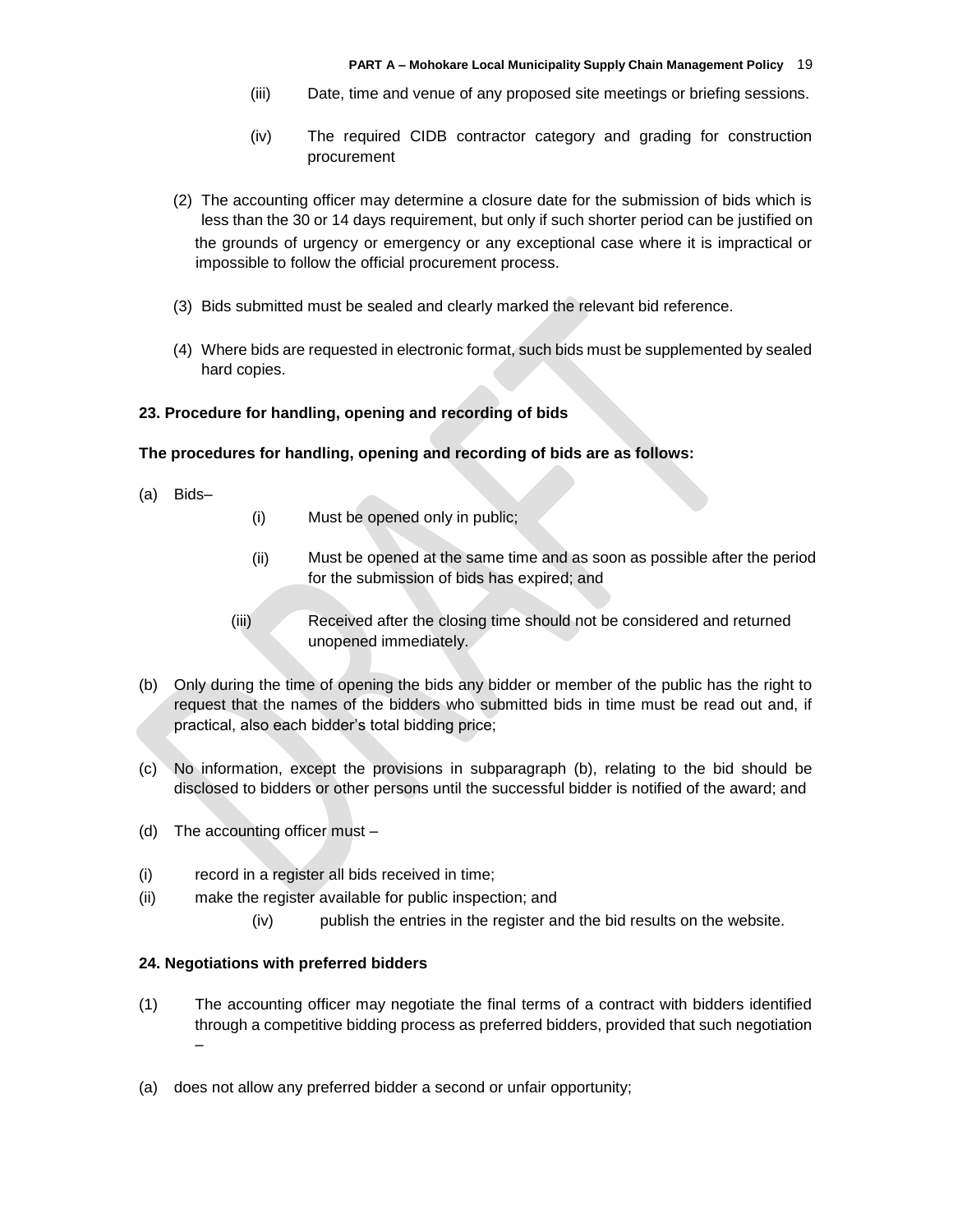(iii) Date, time and venue of any proposed site meetings or briefing sessions.

(iv) The required CIDB contractor category and grading for construction procurement

(2) The accounting officer may determine a closure date for the submission of bids which is less than the 30 or 14 days requirement, but only if such shorter period can be justified on the grounds of urgency or emergency or any exceptional case where it is impractical or impossible to follow the official procurement process.

(3) Bids submitted must be sealed and clearly marked the relevant bid reference.

(4) Where bids are requested in electronic format, such bids must be supplemented by sealed hard copies.

**23. Procedure for handling, opening and recording of bids**

**The procedures for handling, opening and recording of bids are as follows:**

(a) Bids–

(i) Must be opened only in public;

(ii) Must be opened at the same time and as soon as possible after the period for the submission of bids has expired; and

(iii) Received after the closing time should not be considered and returned unopened immediately.

(b) Only during the time of opening the bids any bidder or member of the public has the right to request that the names of the bidders who submitted bids in time must be read out and, if practical, also each bidder's total bidding price;

(c) No information, except the provisions in subparagraph (b), relating to the bid should be disclosed to bidders or other persons until the successful bidder is notified of the award; and

(d) The accounting officer must –

(i) record in a register all bids received in time;

(ii) make the register available for public inspection; and

(iv) publish the entries in the register and the bid results on the website.

**24. Negotiations with preferred bidders**

(1) The accounting officer may negotiate the final terms of a contract with bidders identified through a competitive bidding process as preferred bidders, provided that such negotiation –

(a) does not allow any preferred bidder a second or unfair opportunity;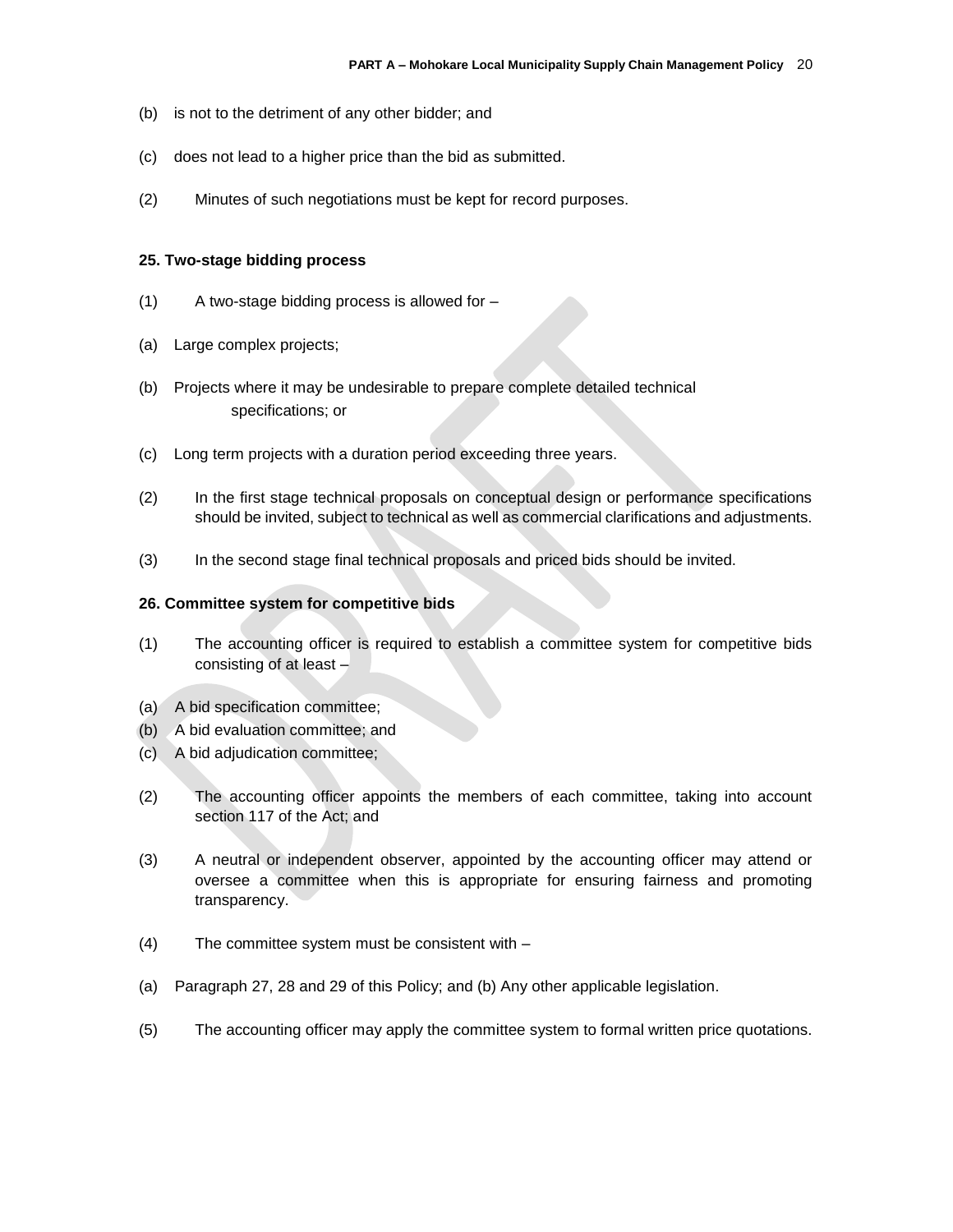(b) is not to the detriment of any other bidder; and

(c) does not lead to a higher price than the bid as submitted.

(2) Minutes of such negotiations must be kept for record purposes.

**25. Two-stage bidding process**

(1) A two-stage bidding process is allowed for –

(a) Large complex projects;

(b) Projects where it may be undesirable to prepare complete detailed technical specifications; or

(c) Long term projects with a duration period exceeding three years.

(2) In the first stage technical proposals on conceptual design or performance specifications should be invited, subject to technical as well as commercial clarifications and adjustments.

(3) In the second stage final technical proposals and priced bids should be invited.

**26. Committee system for competitive bids**

(1) The accounting officer is required to establish a committee system for competitive bids consisting of at least –

(a) A bid specification committee;
(b) A bid evaluation committee; and
(c) A bid adjudication committee;

(2) The accounting officer appoints the members of each committee, taking into account section 117 of the Act; and

(3) A neutral or independent observer, appointed by the accounting officer may attend or oversee a committee when this is appropriate for ensuring fairness and promoting transparency.

(4) The committee system must be consistent with –

(a) Paragraph 27, 28 and 29 of this Policy; and (b) Any other applicable legislation.

(5) The accounting officer may apply the committee system to formal written price quotations.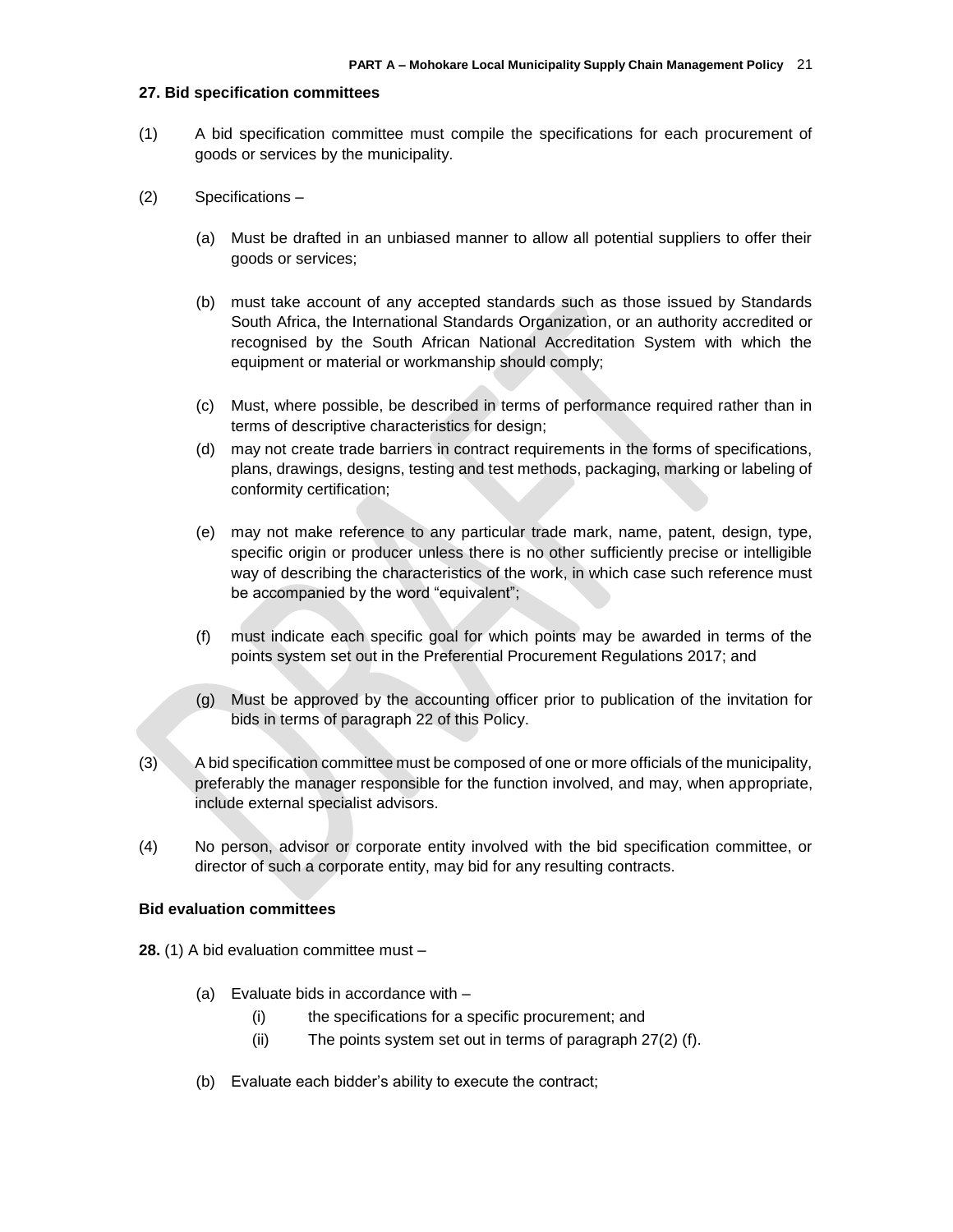### 27. Bid specification committees

(1) A bid specification committee must compile the specifications for each procurement of goods or services by the municipality.

(2) Specifications –

(a) Must be drafted in an unbiased manner to allow all potential suppliers to offer their goods or services;

(b) must take account of any accepted standards such as those issued by Standards South Africa, the International Standards Organization, or an authority accredited or recognised by the South African National Accreditation System with which the equipment or material or workmanship should comply;

(c) Must, where possible, be described in terms of performance required rather than in terms of descriptive characteristics for design;

(d) may not create trade barriers in contract requirements in the forms of specifications, plans, drawings, designs, testing and test methods, packaging, marking or labeling of conformity certification;

(e) may not make reference to any particular trade mark, name, patent, design, type, specific origin or producer unless there is no other sufficiently precise or intelligible way of describing the characteristics of the work, in which case such reference must be accompanied by the word "equivalent";

(f) must indicate each specific goal for which points may be awarded in terms of the points system set out in the Preferential Procurement Regulations 2017; and

(g) Must be approved by the accounting officer prior to publication of the invitation for bids in terms of paragraph 22 of this Policy.

(3) A bid specification committee must be composed of one or more officials of the municipality, preferably the manager responsible for the function involved, and may, when appropriate, include external specialist advisors.

(4) No person, advisor or corporate entity involved with the bid specification committee, or director of such a corporate entity, may bid for any resulting contracts.

### Bid evaluation committees

**28.** (1) A bid evaluation committee must –

(a) Evaluate bids in accordance with –

(i) the specifications for a specific procurement; and

(ii) The points system set out in terms of paragraph 27(2) (f).

(b) Evaluate each bidder's ability to execute the contract;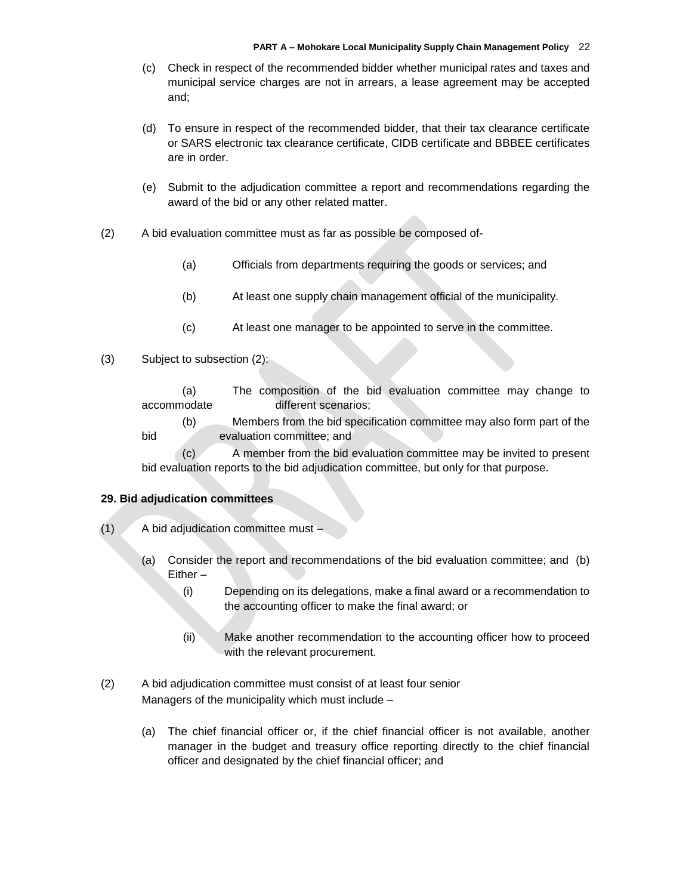(c) Check in respect of the recommended bidder whether municipal rates and taxes and municipal service charges are not in arrears, a lease agreement may be accepted and;

(d) To ensure in respect of the recommended bidder, that their tax clearance certificate or SARS electronic tax clearance certificate, CIDB certificate and BBBEE certificates are in order.

(e) Submit to the adjudication committee a report and recommendations regarding the award of the bid or any other related matter.

(2) A bid evaluation committee must as far as possible be composed of-

(a) Officials from departments requiring the goods or services; and

(b) At least one supply chain management official of the municipality.

(c) At least one manager to be appointed to serve in the committee.

(3) Subject to subsection (2):

(a) The composition of the bid evaluation committee may change to accommodate different scenarios;

(b) Members from the bid specification committee may also form part of the bid evaluation committee; and

(c) A member from the bid evaluation committee may be invited to present bid evaluation reports to the bid adjudication committee, but only for that purpose.

**29. Bid adjudication committees**

(1) A bid adjudication committee must –

(a) Consider the report and recommendations of the bid evaluation committee; and (b) Either –

(i) Depending on its delegations, make a final award or a recommendation to the accounting officer to make the final award; or

(ii) Make another recommendation to the accounting officer how to proceed with the relevant procurement.

(2) A bid adjudication committee must consist of at least four senior Managers of the municipality which must include –

(a) The chief financial officer or, if the chief financial officer is not available, another manager in the budget and treasury office reporting directly to the chief financial officer and designated by the chief financial officer; and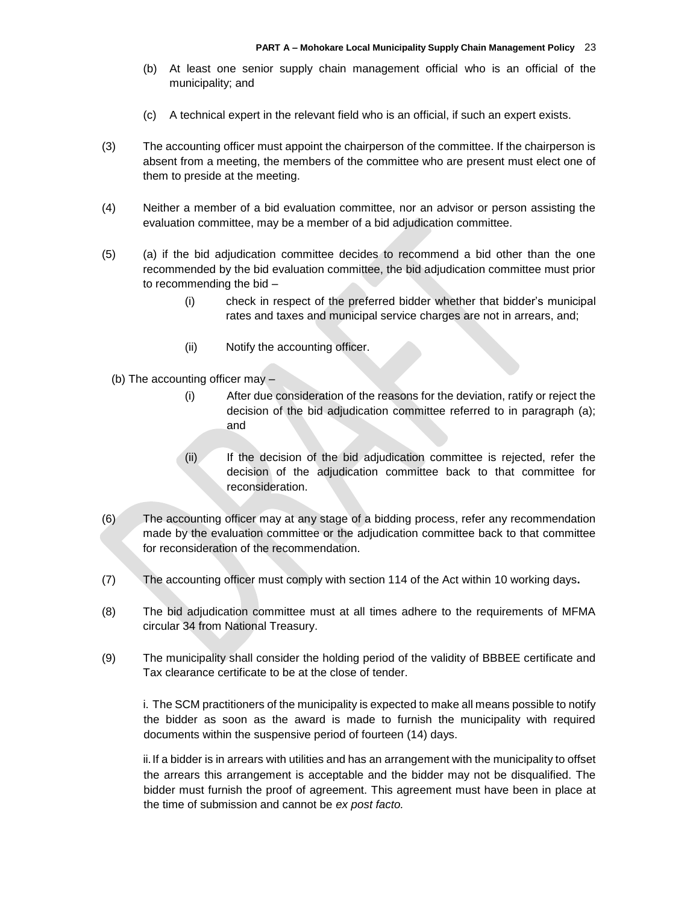(b) At least one senior supply chain management official who is an official of the municipality; and

(c) A technical expert in the relevant field who is an official, if such an expert exists.

(3) The accounting officer must appoint the chairperson of the committee. If the chairperson is absent from a meeting, the members of the committee who are present must elect one of them to preside at the meeting.

(4) Neither a member of a bid evaluation committee, nor an advisor or person assisting the evaluation committee, may be a member of a bid adjudication committee.

(5) (a) if the bid adjudication committee decides to recommend a bid other than the one recommended by the bid evaluation committee, the bid adjudication committee must prior to recommending the bid –

- (i) check in respect of the preferred bidder whether that bidder's municipal rates and taxes and municipal service charges are not in arrears, and;
- (ii) Notify the accounting officer.

(b) The accounting officer may –

- (i) After due consideration of the reasons for the deviation, ratify or reject the decision of the bid adjudication committee referred to in paragraph (a); and
- (ii) If the decision of the bid adjudication committee is rejected, refer the decision of the adjudication committee back to that committee for reconsideration.

(6) The accounting officer may at any stage of a bidding process, refer any recommendation made by the evaluation committee or the adjudication committee back to that committee for reconsideration of the recommendation.

(7) The accounting officer must comply with section 114 of the Act within 10 working days**.**

(8) The bid adjudication committee must at all times adhere to the requirements of MFMA circular 34 from National Treasury.

(9) The municipality shall consider the holding period of the validity of BBBEE certificate and Tax clearance certificate to be at the close of tender.

i. The SCM practitioners of the municipality is expected to make all means possible to notify the bidder as soon as the award is made to furnish the municipality with required documents within the suspensive period of fourteen (14) days.

ii. If a bidder is in arrears with utilities and has an arrangement with the municipality to offset the arrears this arrangement is acceptable and the bidder may not be disqualified. The bidder must furnish the proof of agreement. This agreement must have been in place at the time of submission and cannot be *ex post facto.*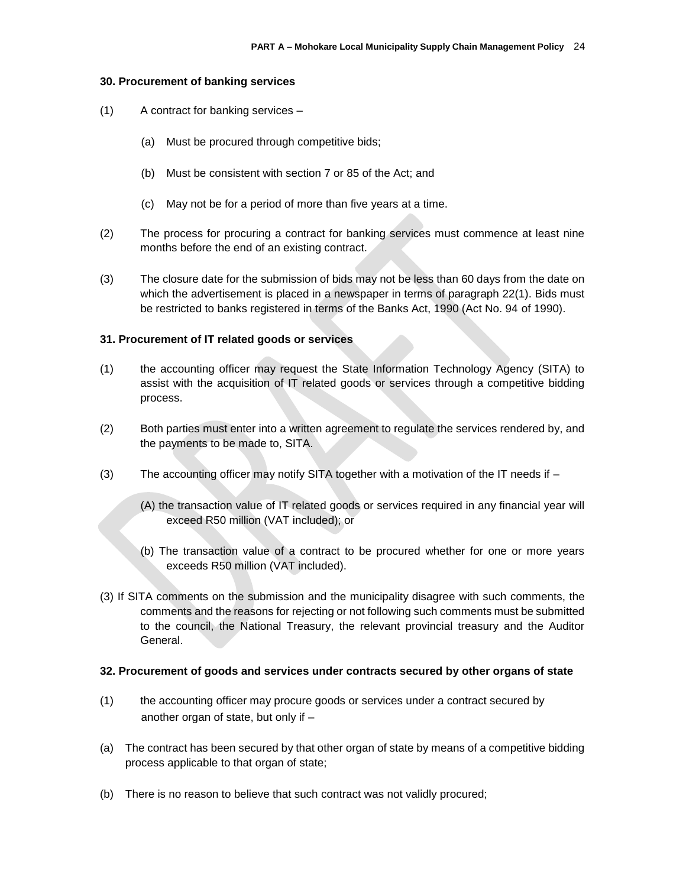### 30. Procurement of banking services

(1) A contract for banking services –

(a) Must be procured through competitive bids;

(b) Must be consistent with section 7 or 85 of the Act; and

(c) May not be for a period of more than five years at a time.

(2) The process for procuring a contract for banking services must commence at least nine months before the end of an existing contract.

(3) The closure date for the submission of bids may not be less than 60 days from the date on which the advertisement is placed in a newspaper in terms of paragraph 22(1). Bids must be restricted to banks registered in terms of the Banks Act, 1990 (Act No. 94 of 1990).

### 31. Procurement of IT related goods or services

(1) the accounting officer may request the State Information Technology Agency (SITA) to assist with the acquisition of IT related goods or services through a competitive bidding process.

(2) Both parties must enter into a written agreement to regulate the services rendered by, and the payments to be made to, SITA.

(3) The accounting officer may notify SITA together with a motivation of the IT needs if –

(A) the transaction value of IT related goods or services required in any financial year will exceed R50 million (VAT included); or

(b) The transaction value of a contract to be procured whether for one or more years exceeds R50 million (VAT included).

(3) If SITA comments on the submission and the municipality disagree with such comments, the comments and the reasons for rejecting or not following such comments must be submitted to the council, the National Treasury, the relevant provincial treasury and the Auditor General.

### 32. Procurement of goods and services under contracts secured by other organs of state

(1) the accounting officer may procure goods or services under a contract secured by another organ of state, but only if –

(a) The contract has been secured by that other organ of state by means of a competitive bidding process applicable to that organ of state;

(b) There is no reason to believe that such contract was not validly procured;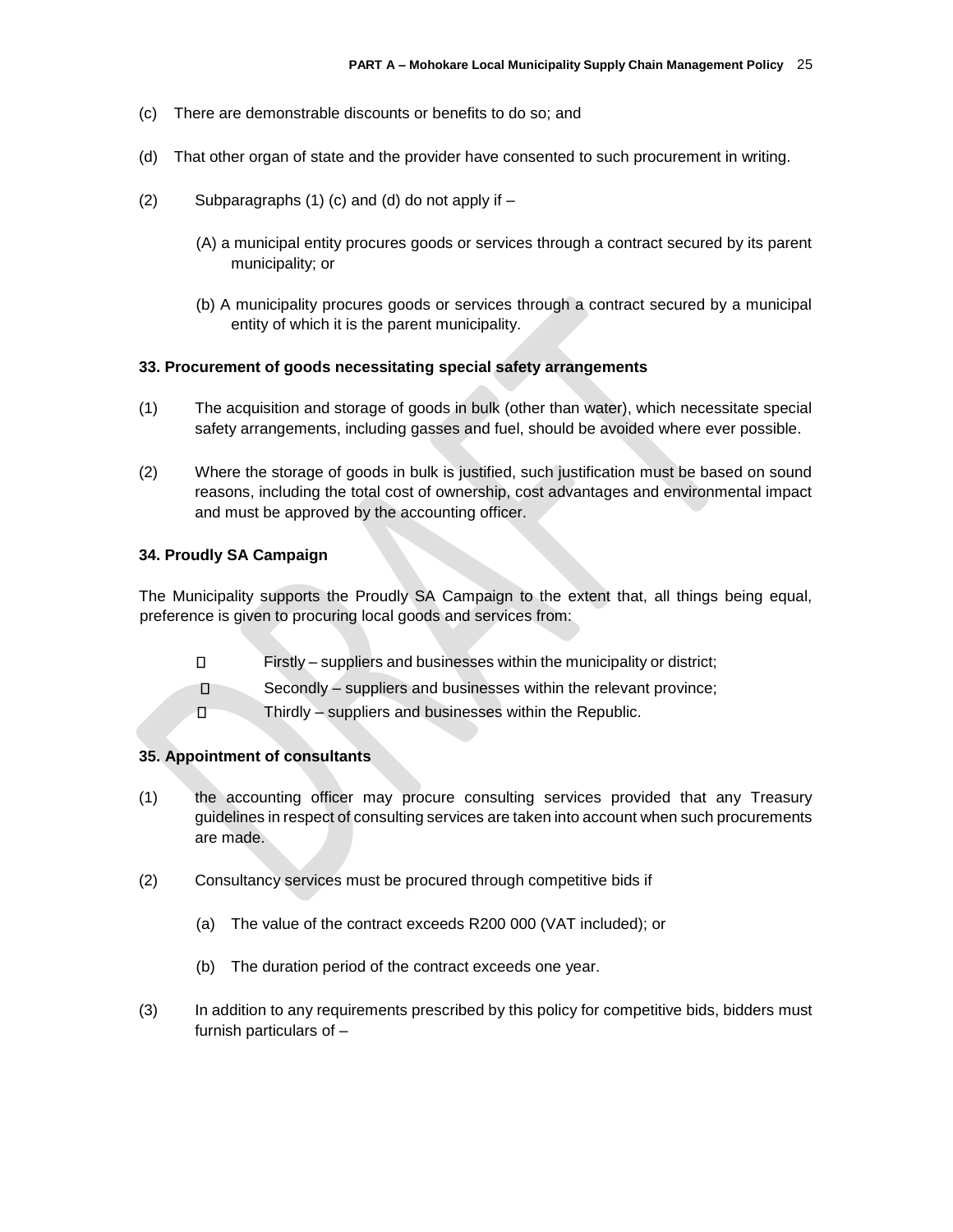(c) There are demonstrable discounts or benefits to do so; and

(d) That other organ of state and the provider have consented to such procurement in writing.

(2) Subparagraphs (1) (c) and (d) do not apply if –

(A) a municipal entity procures goods or services through a contract secured by its parent municipality; or

(b) A municipality procures goods or services through a contract secured by a municipal entity of which it is the parent municipality.

**33. Procurement of goods necessitating special safety arrangements**

(1) The acquisition and storage of goods in bulk (other than water), which necessitate special safety arrangements, including gasses and fuel, should be avoided where ever possible.

(2) Where the storage of goods in bulk is justified, such justification must be based on sound reasons, including the total cost of ownership, cost advantages and environmental impact and must be approved by the accounting officer.

**34. Proudly SA Campaign**

The Municipality supports the Proudly SA Campaign to the extent that, all things being equal, preference is given to procuring local goods and services from:

- Firstly – suppliers and businesses within the municipality or district;
- Secondly – suppliers and businesses within the relevant province;
- Thirdly – suppliers and businesses within the Republic.

**35. Appointment of consultants**

(1) the accounting officer may procure consulting services provided that any Treasury guidelines in respect of consulting services are taken into account when such procurements are made.

(2) Consultancy services must be procured through competitive bids if

(a) The value of the contract exceeds R200 000 (VAT included); or

(b) The duration period of the contract exceeds one year.

(3) In addition to any requirements prescribed by this policy for competitive bids, bidders must furnish particulars of –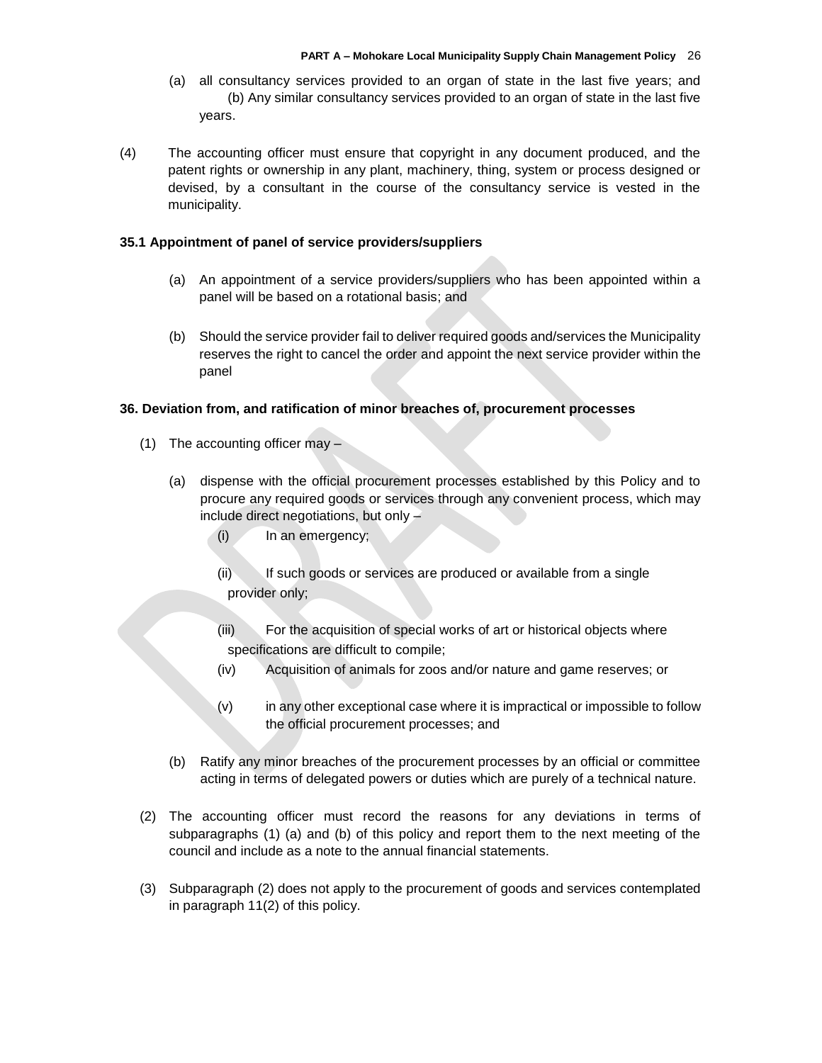(a) all consultancy services provided to an organ of state in the last five years; and (b) Any similar consultancy services provided to an organ of state in the last five years.

(4) The accounting officer must ensure that copyright in any document produced, and the patent rights or ownership in any plant, machinery, thing, system or process designed or devised, by a consultant in the course of the consultancy service is vested in the municipality.

**35.1 Appointment of panel of service providers/suppliers**

(a) An appointment of a service providers/suppliers who has been appointed within a panel will be based on a rotational basis; and

(b) Should the service provider fail to deliver required goods and/services the Municipality reserves the right to cancel the order and appoint the next service provider within the panel

**36. Deviation from, and ratification of minor breaches of, procurement processes**

(1) The accounting officer may –

(a) dispense with the official procurement processes established by this Policy and to procure any required goods or services through any convenient process, which may include direct negotiations, but only –

(i) In an emergency;

(ii) If such goods or services are produced or available from a single provider only;

(iii) For the acquisition of special works of art or historical objects where specifications are difficult to compile;

(iv) Acquisition of animals for zoos and/or nature and game reserves; or

(v) in any other exceptional case where it is impractical or impossible to follow the official procurement processes; and

(b) Ratify any minor breaches of the procurement processes by an official or committee acting in terms of delegated powers or duties which are purely of a technical nature.

(2) The accounting officer must record the reasons for any deviations in terms of subparagraphs (1) (a) and (b) of this policy and report them to the next meeting of the council and include as a note to the annual financial statements.

(3) Subparagraph (2) does not apply to the procurement of goods and services contemplated in paragraph 11(2) of this policy.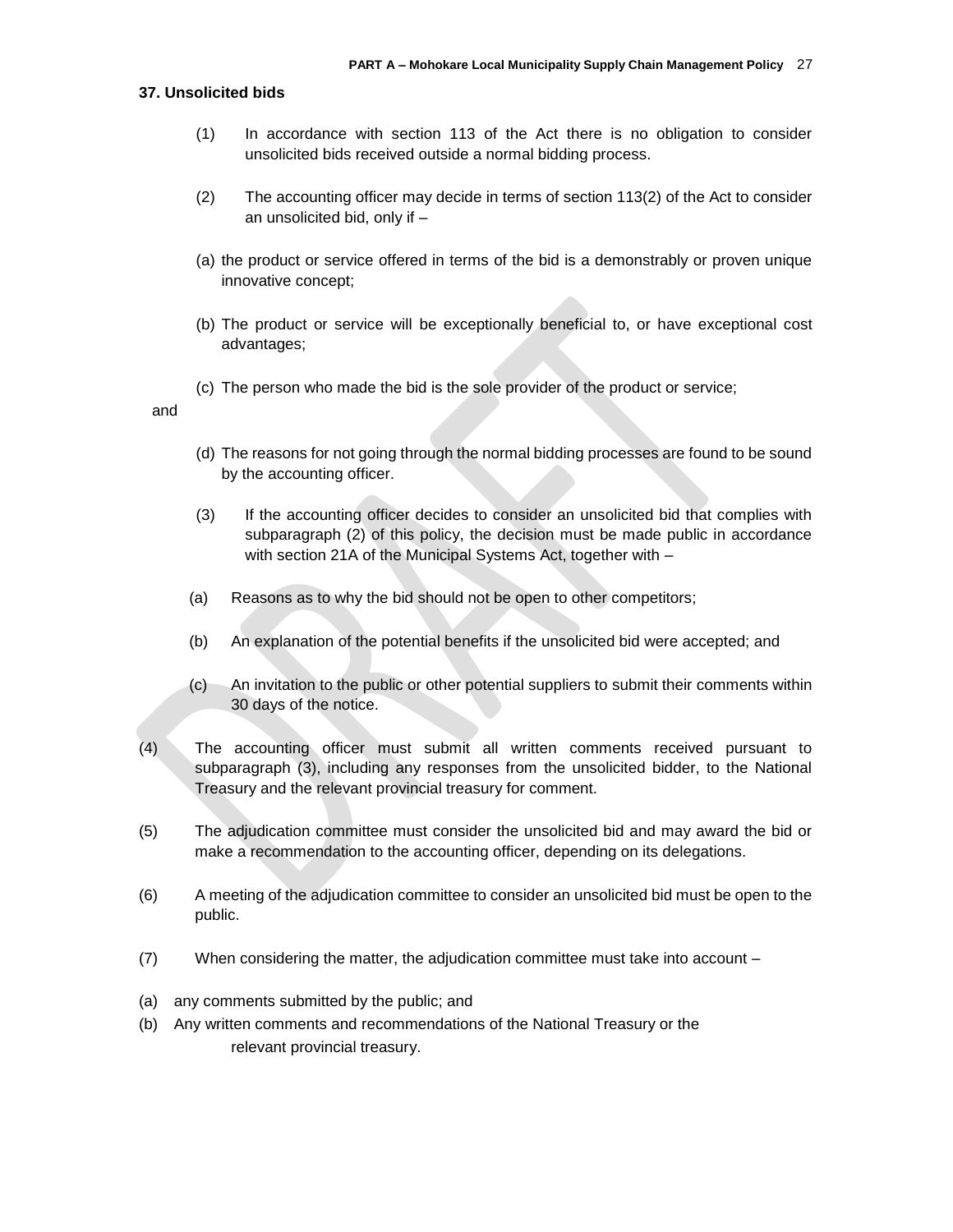### 37. Unsolicited bids

(1) In accordance with section 113 of the Act there is no obligation to consider unsolicited bids received outside a normal bidding process.

(2) The accounting officer may decide in terms of section 113(2) of the Act to consider an unsolicited bid, only if –

(a) the product or service offered in terms of the bid is a demonstrably or proven unique innovative concept;

(b) The product or service will be exceptionally beneficial to, or have exceptional cost advantages;

(c) The person who made the bid is the sole provider of the product or service;

and

(d) The reasons for not going through the normal bidding processes are found to be sound by the accounting officer.

(3) If the accounting officer decides to consider an unsolicited bid that complies with subparagraph (2) of this policy, the decision must be made public in accordance with section 21A of the Municipal Systems Act, together with –

(a) Reasons as to why the bid should not be open to other competitors;

(b) An explanation of the potential benefits if the unsolicited bid were accepted; and

(c) An invitation to the public or other potential suppliers to submit their comments within 30 days of the notice.

(4) The accounting officer must submit all written comments received pursuant to subparagraph (3), including any responses from the unsolicited bidder, to the National Treasury and the relevant provincial treasury for comment.

(5) The adjudication committee must consider the unsolicited bid and may award the bid or make a recommendation to the accounting officer, depending on its delegations.

(6) A meeting of the adjudication committee to consider an unsolicited bid must be open to the public.

(7) When considering the matter, the adjudication committee must take into account –

(a) any comments submitted by the public; and

(b) Any written comments and recommendations of the National Treasury or the relevant provincial treasury.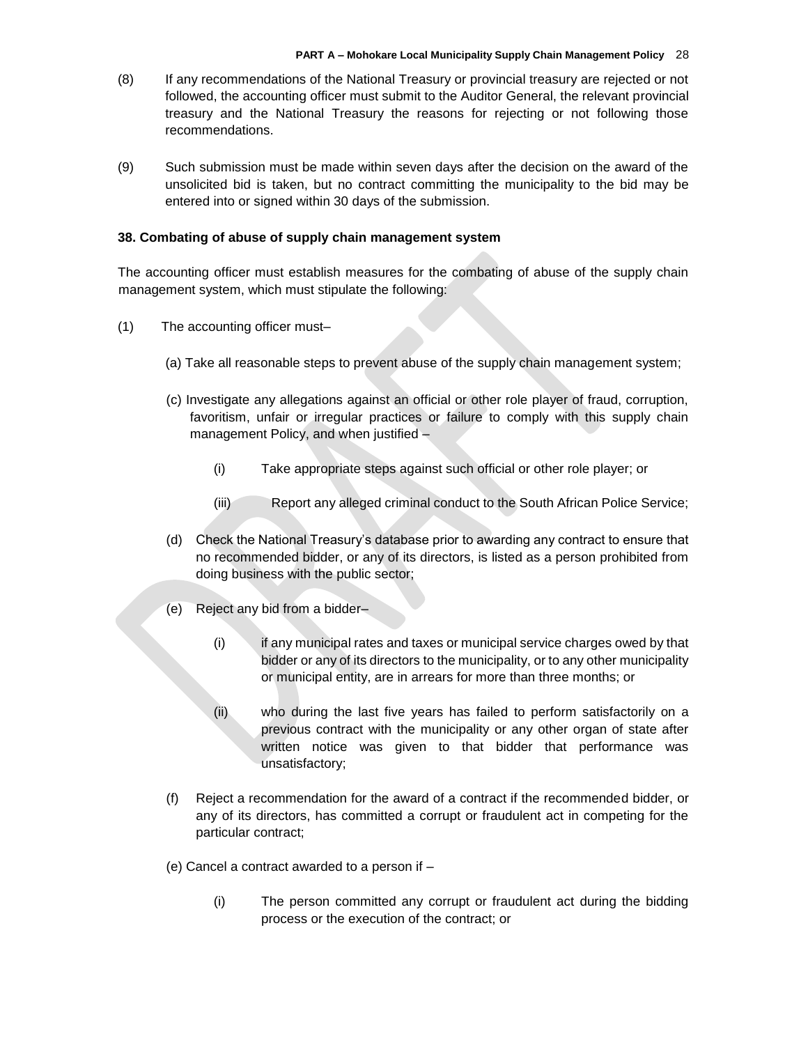(8) If any recommendations of the National Treasury or provincial treasury are rejected or not followed, the accounting officer must submit to the Auditor General, the relevant provincial treasury and the National Treasury the reasons for rejecting or not following those recommendations.

(9) Such submission must be made within seven days after the decision on the award of the unsolicited bid is taken, but no contract committing the municipality to the bid may be entered into or signed within 30 days of the submission.

**38. Combating of abuse of supply chain management system**

The accounting officer must establish measures for the combating of abuse of the supply chain management system, which must stipulate the following:

(1) The accounting officer must–

(a) Take all reasonable steps to prevent abuse of the supply chain management system;

(c) Investigate any allegations against an official or other role player of fraud, corruption, favoritism, unfair or irregular practices or failure to comply with this supply chain management Policy, and when justified –

(i) Take appropriate steps against such official or other role player; or

(iii) Report any alleged criminal conduct to the South African Police Service;

(d) Check the National Treasury's database prior to awarding any contract to ensure that no recommended bidder, or any of its directors, is listed as a person prohibited from doing business with the public sector;

(e) Reject any bid from a bidder–

(i) if any municipal rates and taxes or municipal service charges owed by that bidder or any of its directors to the municipality, or to any other municipality or municipal entity, are in arrears for more than three months; or

(ii) who during the last five years has failed to perform satisfactorily on a previous contract with the municipality or any other organ of state after written notice was given to that bidder that performance was unsatisfactory;

(f) Reject a recommendation for the award of a contract if the recommended bidder, or any of its directors, has committed a corrupt or fraudulent act in competing for the particular contract;

(e) Cancel a contract awarded to a person if –

(i) The person committed any corrupt or fraudulent act during the bidding process or the execution of the contract; or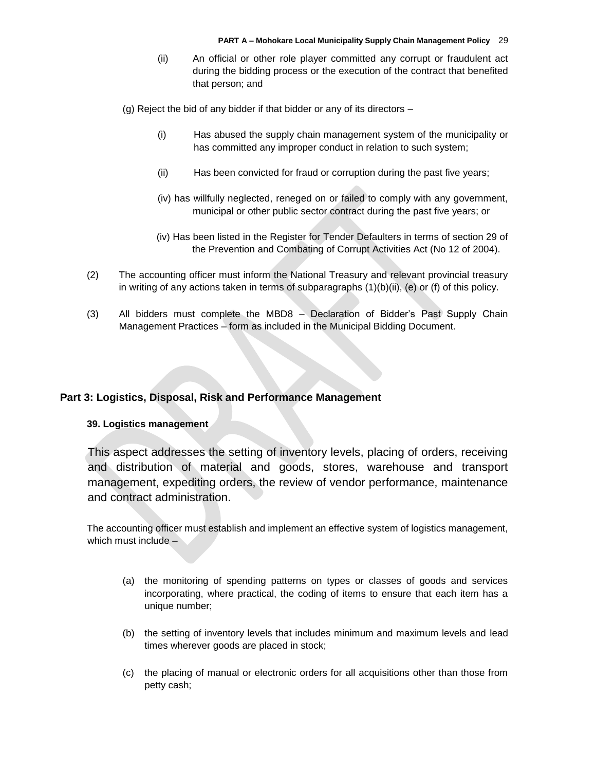(ii) An official or other role player committed any corrupt or fraudulent act during the bidding process or the execution of the contract that benefited that person; and

(g) Reject the bid of any bidder if that bidder or any of its directors –

(i) Has abused the supply chain management system of the municipality or has committed any improper conduct in relation to such system;

(ii) Has been convicted for fraud or corruption during the past five years;

(iv) has willfully neglected, reneged on or failed to comply with any government, municipal or other public sector contract during the past five years; or

(iv) Has been listed in the Register for Tender Defaulters in terms of section 29 of the Prevention and Combating of Corrupt Activities Act (No 12 of 2004).

(2) The accounting officer must inform the National Treasury and relevant provincial treasury in writing of any actions taken in terms of subparagraphs (1)(b)(ii), (e) or (f) of this policy.

(3) All bidders must complete the MBD8 – Declaration of Bidder's Past Supply Chain Management Practices – form as included in the Municipal Bidding Document.

## Part 3: Logistics, Disposal, Risk and Performance Management

### 39. Logistics management

This aspect addresses the setting of inventory levels, placing of orders, receiving and distribution of material and goods, stores, warehouse and transport management, expediting orders, the review of vendor performance, maintenance and contract administration.

The accounting officer must establish and implement an effective system of logistics management, which must include –

(a) the monitoring of spending patterns on types or classes of goods and services incorporating, where practical, the coding of items to ensure that each item has a unique number;

(b) the setting of inventory levels that includes minimum and maximum levels and lead times wherever goods are placed in stock;

(c) the placing of manual or electronic orders for all acquisitions other than those from petty cash;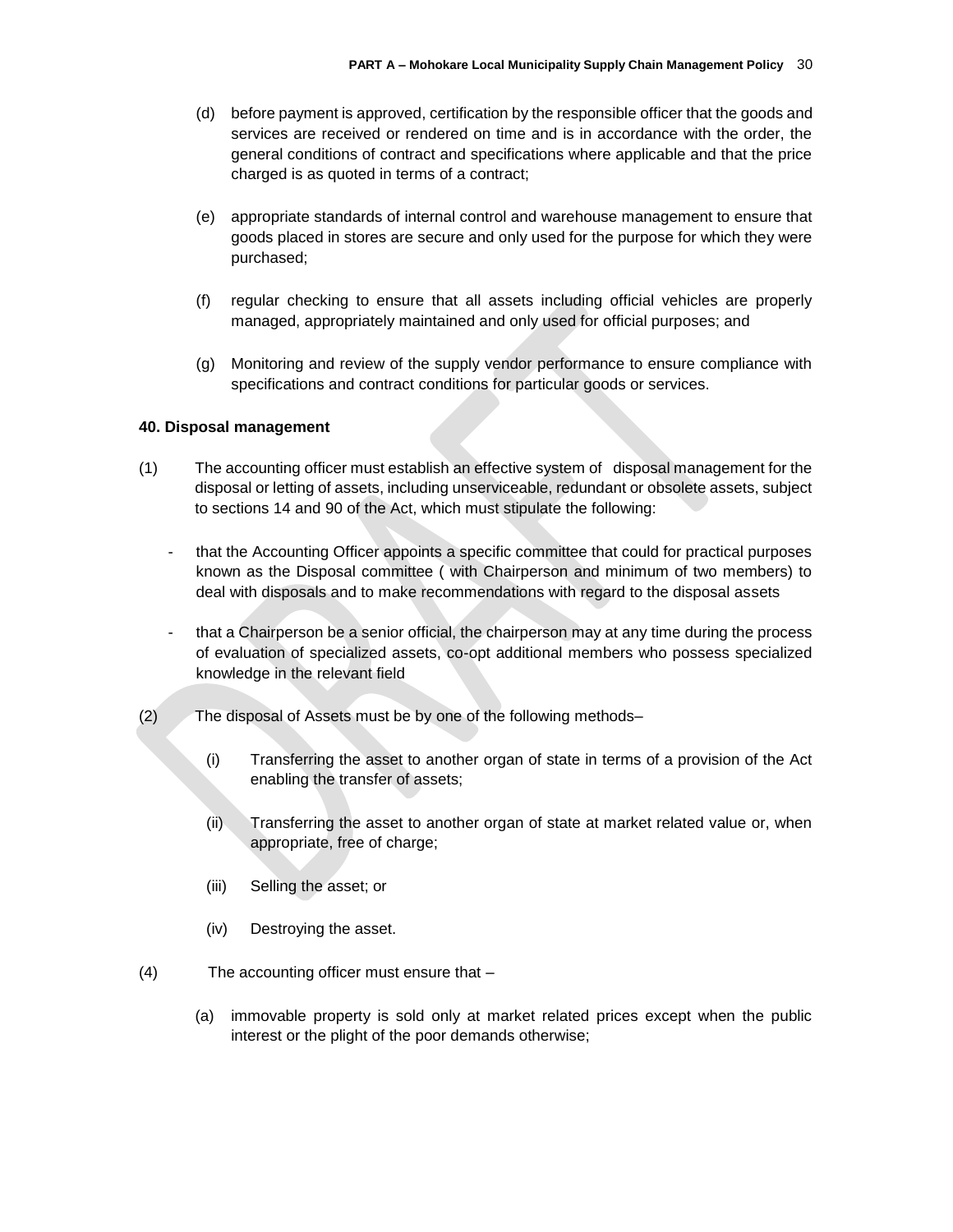(d) before payment is approved, certification by the responsible officer that the goods and services are received or rendered on time and is in accordance with the order, the general conditions of contract and specifications where applicable and that the price charged is as quoted in terms of a contract;

(e) appropriate standards of internal control and warehouse management to ensure that goods placed in stores are secure and only used for the purpose for which they were purchased;

(f) regular checking to ensure that all assets including official vehicles are properly managed, appropriately maintained and only used for official purposes; and

(g) Monitoring and review of the supply vendor performance to ensure compliance with specifications and contract conditions for particular goods or services.

**40. Disposal management**

(1) The accounting officer must establish an effective system of disposal management for the disposal or letting of assets, including unserviceable, redundant or obsolete assets, subject to sections 14 and 90 of the Act, which must stipulate the following:

- that the Accounting Officer appoints a specific committee that could for practical purposes known as the Disposal committee ( with Chairperson and minimum of two members) to deal with disposals and to make recommendations with regard to the disposal assets
- that a Chairperson be a senior official, the chairperson may at any time during the process of evaluation of specialized assets, co-opt additional members who possess specialized knowledge in the relevant field

(2) The disposal of Assets must be by one of the following methods–

(i) Transferring the asset to another organ of state in terms of a provision of the Act enabling the transfer of assets;

(ii) Transferring the asset to another organ of state at market related value or, when appropriate, free of charge;

(iii) Selling the asset; or

(iv) Destroying the asset.

(4) The accounting officer must ensure that –

(a) immovable property is sold only at market related prices except when the public interest or the plight of the poor demands otherwise;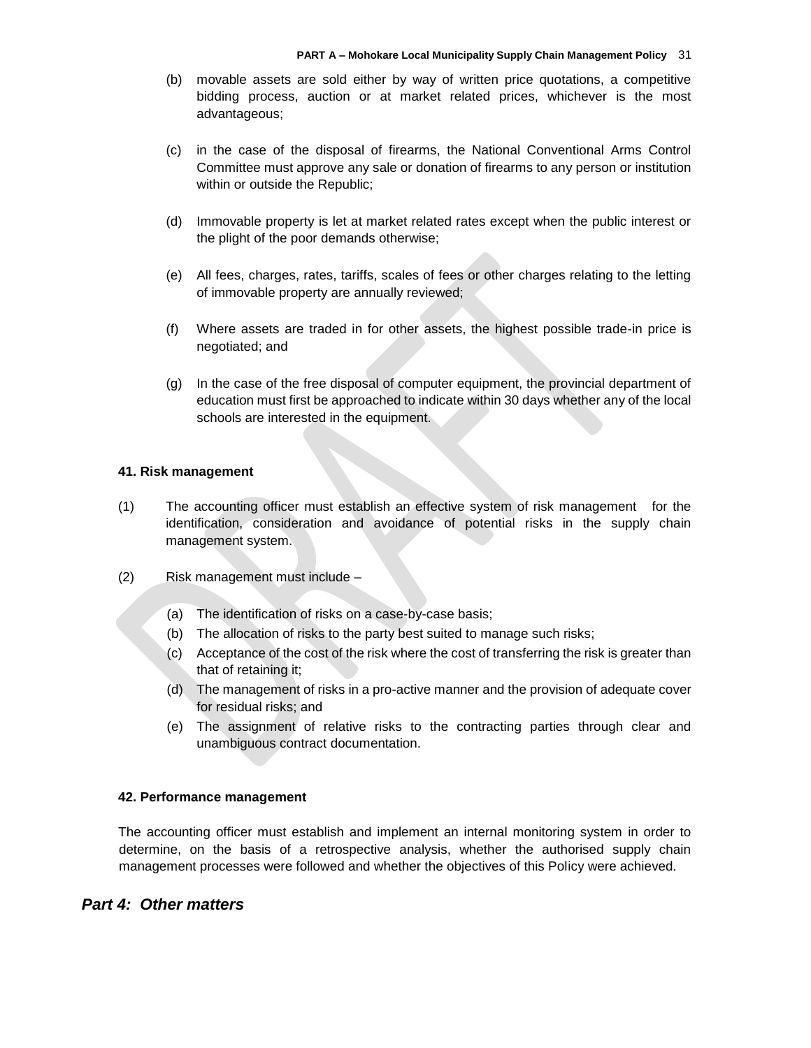(b) movable assets are sold either by way of written price quotations, a competitive bidding process, auction or at market related prices, whichever is the most advantageous;

(c) in the case of the disposal of firearms, the National Conventional Arms Control Committee must approve any sale or donation of firearms to any person or institution within or outside the Republic;

(d) Immovable property is let at market related rates except when the public interest or the plight of the poor demands otherwise;

(e) All fees, charges, rates, tariffs, scales of fees or other charges relating to the letting of immovable property are annually reviewed;

(f) Where assets are traded in for other assets, the highest possible trade-in price is negotiated; and

(g) In the case of the free disposal of computer equipment, the provincial department of education must first be approached to indicate within 30 days whether any of the local schools are interested in the equipment.

**41. Risk management**

(1) The accounting officer must establish an effective system of risk management for the identification, consideration and avoidance of potential risks in the supply chain management system.

(2) Risk management must include –

(a) The identification of risks on a case-by-case basis;
(b) The allocation of risks to the party best suited to manage such risks;
(c) Acceptance of the cost of the risk where the cost of transferring the risk is greater than that of retaining it;
(d) The management of risks in a pro-active manner and the provision of adequate cover for residual risks; and
(e) The assignment of relative risks to the contracting parties through clear and unambiguous contract documentation.

**42. Performance management**

The accounting officer must establish and implement an internal monitoring system in order to determine, on the basis of a retrospective analysis, whether the authorised supply chain management processes were followed and whether the objectives of this Policy were achieved.

## *Part 4: Other matters*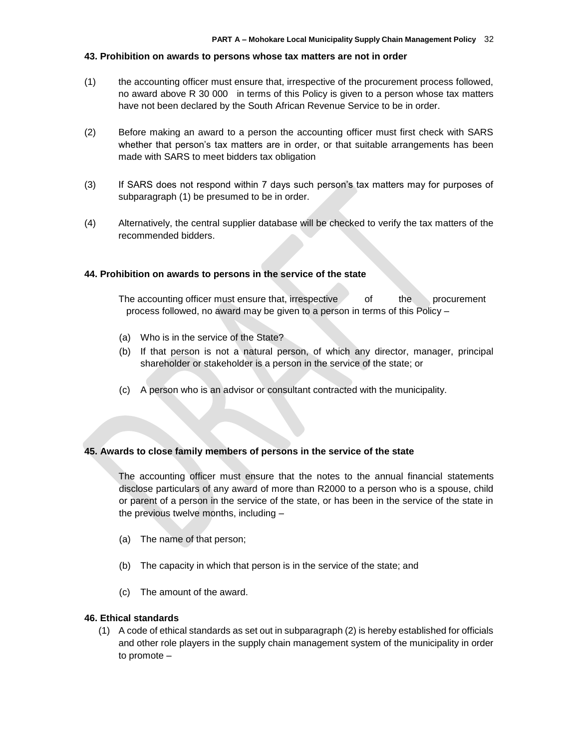### 43. Prohibition on awards to persons whose tax matters are not in order

(1) the accounting officer must ensure that, irrespective of the procurement process followed, no award above R 30 000 in terms of this Policy is given to a person whose tax matters have not been declared by the South African Revenue Service to be in order.

(2) Before making an award to a person the accounting officer must first check with SARS whether that person's tax matters are in order, or that suitable arrangements has been made with SARS to meet bidders tax obligation

(3) If SARS does not respond within 7 days such person's tax matters may for purposes of subparagraph (1) be presumed to be in order.

(4) Alternatively, the central supplier database will be checked to verify the tax matters of the recommended bidders.

### 44. Prohibition on awards to persons in the service of the state

The accounting officer must ensure that, irrespective of the procurement process followed, no award may be given to a person in terms of this Policy –

(a) Who is in the service of the State?
(b) If that person is not a natural person, of which any director, manager, principal shareholder or stakeholder is a person in the service of the state; or

(c) A person who is an advisor or consultant contracted with the municipality.

### 45. Awards to close family members of persons in the service of the state

The accounting officer must ensure that the notes to the annual financial statements disclose particulars of any award of more than R2000 to a person who is a spouse, child or parent of a person in the service of the state, or has been in the service of the state in the previous twelve months, including –

(a) The name of that person;

(b) The capacity in which that person is in the service of the state; and

(c) The amount of the award.

### 46. Ethical standards

(1) A code of ethical standards as set out in subparagraph (2) is hereby established for officials and other role players in the supply chain management system of the municipality in order to promote –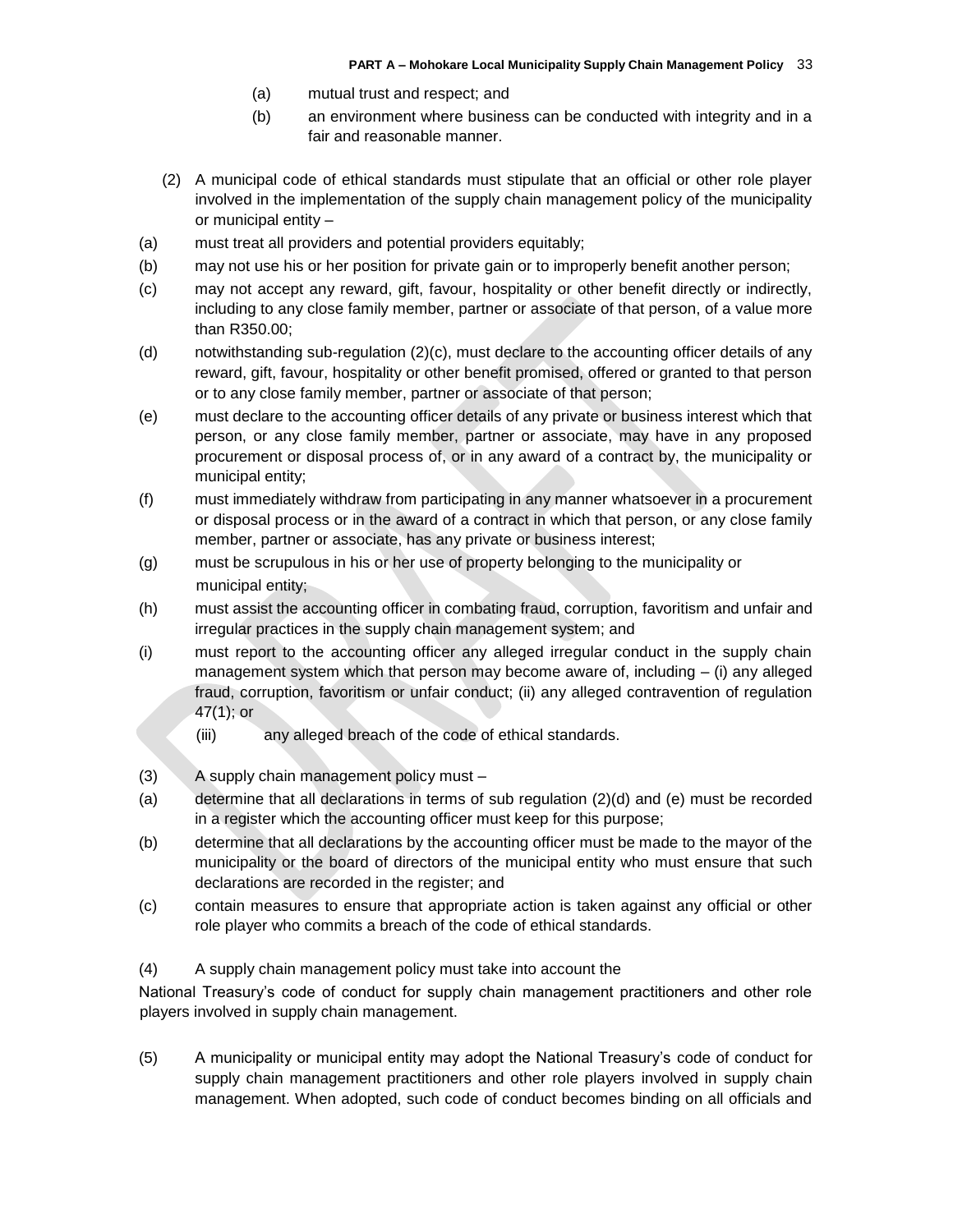(a) mutual trust and respect; and

(b) an environment where business can be conducted with integrity and in a fair and reasonable manner.

(2) A municipal code of ethical standards must stipulate that an official or other role player involved in the implementation of the supply chain management policy of the municipality or municipal entity –

(a) must treat all providers and potential providers equitably;

(b) may not use his or her position for private gain or to improperly benefit another person;

(c) may not accept any reward, gift, favour, hospitality or other benefit directly or indirectly, including to any close family member, partner or associate of that person, of a value more than R350.00;

(d) notwithstanding sub-regulation (2)(c), must declare to the accounting officer details of any reward, gift, favour, hospitality or other benefit promised, offered or granted to that person or to any close family member, partner or associate of that person;

(e) must declare to the accounting officer details of any private or business interest which that person, or any close family member, partner or associate, may have in any proposed procurement or disposal process of, or in any award of a contract by, the municipality or municipal entity;

(f) must immediately withdraw from participating in any manner whatsoever in a procurement or disposal process or in the award of a contract in which that person, or any close family member, partner or associate, has any private or business interest;

(g) must be scrupulous in his or her use of property belonging to the municipality or municipal entity;

(h) must assist the accounting officer in combating fraud, corruption, favoritism and unfair and irregular practices in the supply chain management system; and

(i) must report to the accounting officer any alleged irregular conduct in the supply chain management system which that person may become aware of, including – (i) any alleged fraud, corruption, favoritism or unfair conduct; (ii) any alleged contravention of regulation 47(1); or

(iii) any alleged breach of the code of ethical standards.

(3) A supply chain management policy must –

(a) determine that all declarations in terms of sub regulation (2)(d) and (e) must be recorded in a register which the accounting officer must keep for this purpose;

(b) determine that all declarations by the accounting officer must be made to the mayor of the municipality or the board of directors of the municipal entity who must ensure that such declarations are recorded in the register; and

(c) contain measures to ensure that appropriate action is taken against any official or other role player who commits a breach of the code of ethical standards.

(4) A supply chain management policy must take into account the National Treasury's code of conduct for supply chain management practitioners and other role players involved in supply chain management.

(5) A municipality or municipal entity may adopt the National Treasury's code of conduct for supply chain management practitioners and other role players involved in supply chain management. When adopted, such code of conduct becomes binding on all officials and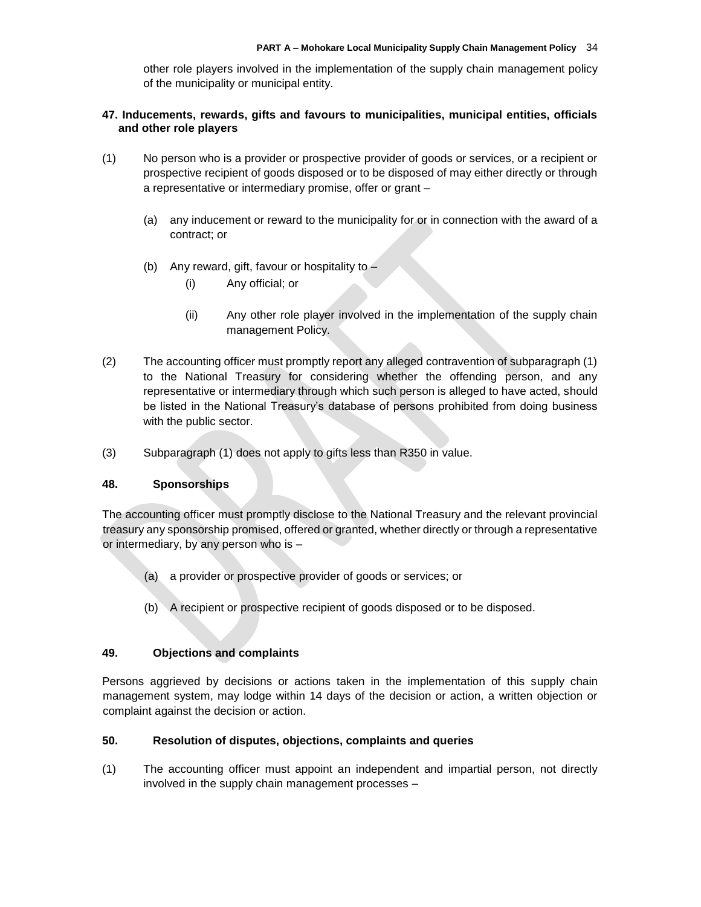other role players involved in the implementation of the supply chain management policy of the municipality or municipal entity.

### 47. Inducements, rewards, gifts and favours to municipalities, municipal entities, officials and other role players

(1) No person who is a provider or prospective provider of goods or services, or a recipient or prospective recipient of goods disposed or to be disposed of may either directly or through a representative or intermediary promise, offer or grant –

(a) any inducement or reward to the municipality for or in connection with the award of a contract; or

(b) Any reward, gift, favour or hospitality to –

(i) Any official; or

(ii) Any other role player involved in the implementation of the supply chain management Policy.

(2) The accounting officer must promptly report any alleged contravention of subparagraph (1) to the National Treasury for considering whether the offending person, and any representative or intermediary through which such person is alleged to have acted, should be listed in the National Treasury's database of persons prohibited from doing business with the public sector.

(3) Subparagraph (1) does not apply to gifts less than R350 in value.

### 48. Sponsorships

The accounting officer must promptly disclose to the National Treasury and the relevant provincial treasury any sponsorship promised, offered or granted, whether directly or through a representative or intermediary, by any person who is –

(a) a provider or prospective provider of goods or services; or

(b) A recipient or prospective recipient of goods disposed or to be disposed.

### 49. Objections and complaints

Persons aggrieved by decisions or actions taken in the implementation of this supply chain management system, may lodge within 14 days of the decision or action, a written objection or complaint against the decision or action.

### 50. Resolution of disputes, objections, complaints and queries

(1) The accounting officer must appoint an independent and impartial person, not directly involved in the supply chain management processes –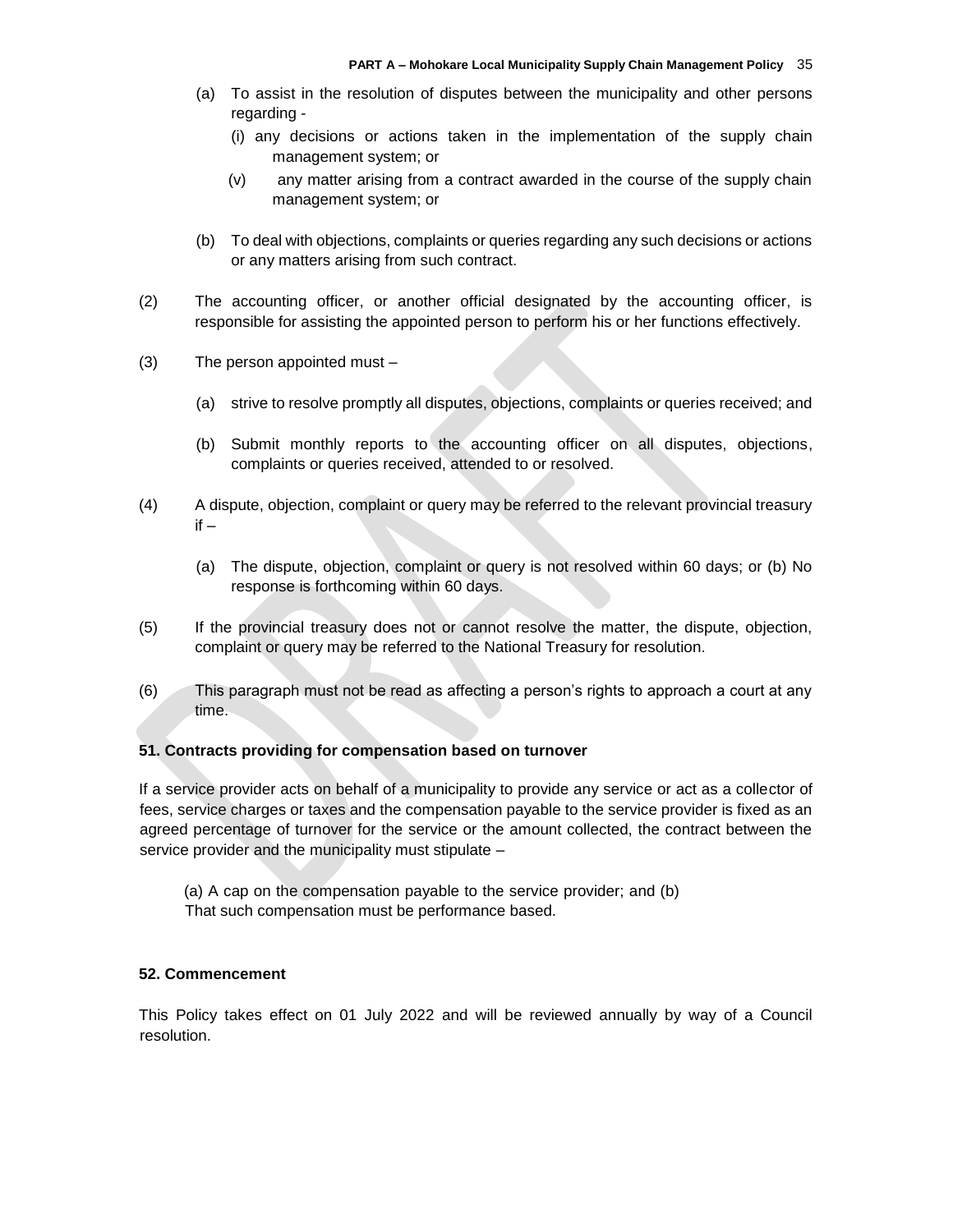(a) To assist in the resolution of disputes between the municipality and other persons regarding -

 (i) any decisions or actions taken in the implementation of the supply chain management system; or

 (v) any matter arising from a contract awarded in the course of the supply chain management system; or

(b) To deal with objections, complaints or queries regarding any such decisions or actions or any matters arising from such contract.

(2) The accounting officer, or another official designated by the accounting officer, is responsible for assisting the appointed person to perform his or her functions effectively.

(3) The person appointed must –

 (a) strive to resolve promptly all disputes, objections, complaints or queries received; and

 (b) Submit monthly reports to the accounting officer on all disputes, objections, complaints or queries received, attended to or resolved.

(4) A dispute, objection, complaint or query may be referred to the relevant provincial treasury if –

 (a) The dispute, objection, complaint or query is not resolved within 60 days; or (b) No response is forthcoming within 60 days.

(5) If the provincial treasury does not or cannot resolve the matter, the dispute, objection, complaint or query may be referred to the National Treasury for resolution.

(6) This paragraph must not be read as affecting a person's rights to approach a court at any time.

**51. Contracts providing for compensation based on turnover**

If a service provider acts on behalf of a municipality to provide any service or act as a collector of fees, service charges or taxes and the compensation payable to the service provider is fixed as an agreed percentage of turnover for the service or the amount collected, the contract between the service provider and the municipality must stipulate –

(a) A cap on the compensation payable to the service provider; and (b) That such compensation must be performance based.

**52. Commencement**

This Policy takes effect on 01 July 2022 and will be reviewed annually by way of a Council resolution.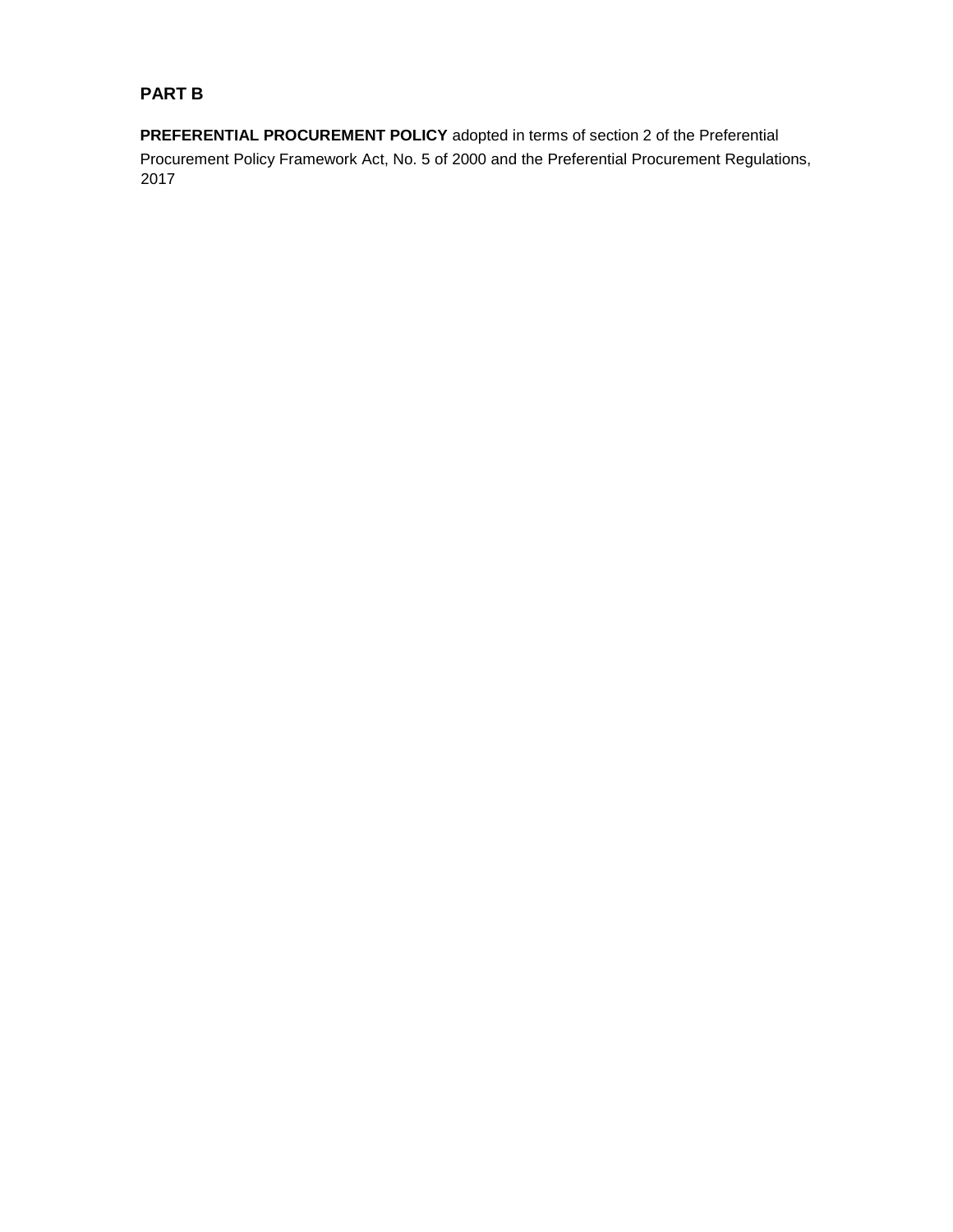## PART B

**PREFERENTIAL PROCUREMENT POLICY** adopted in terms of section 2 of the Preferential Procurement Policy Framework Act, No. 5 of 2000 and the Preferential Procurement Regulations, 2017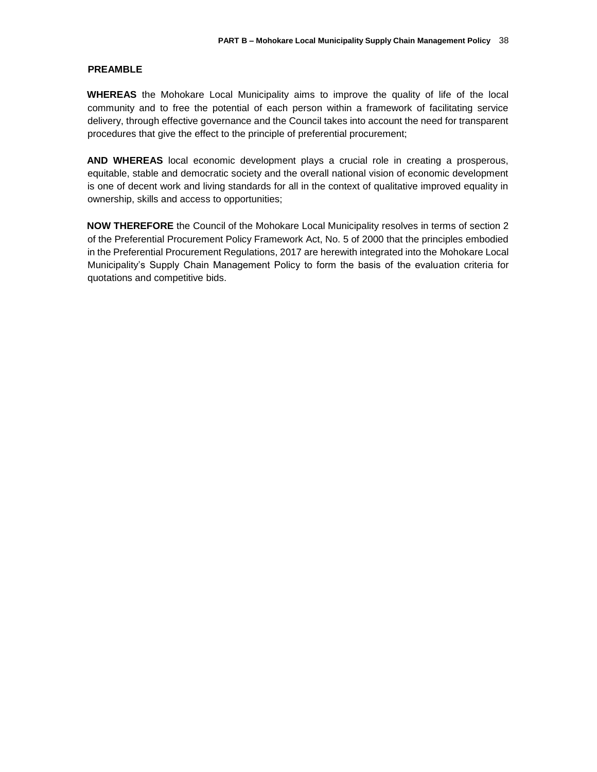## PREAMBLE

**WHEREAS** the Mohokare Local Municipality aims to improve the quality of life of the local community and to free the potential of each person within a framework of facilitating service delivery, through effective governance and the Council takes into account the need for transparent procedures that give the effect to the principle of preferential procurement;

**AND WHEREAS** local economic development plays a crucial role in creating a prosperous, equitable, stable and democratic society and the overall national vision of economic development is one of decent work and living standards for all in the context of qualitative improved equality in ownership, skills and access to opportunities;

**NOW THEREFORE** the Council of the Mohokare Local Municipality resolves in terms of section 2 of the Preferential Procurement Policy Framework Act, No. 5 of 2000 that the principles embodied in the Preferential Procurement Regulations, 2017 are herewith integrated into the Mohokare Local Municipality's Supply Chain Management Policy to form the basis of the evaluation criteria for quotations and competitive bids.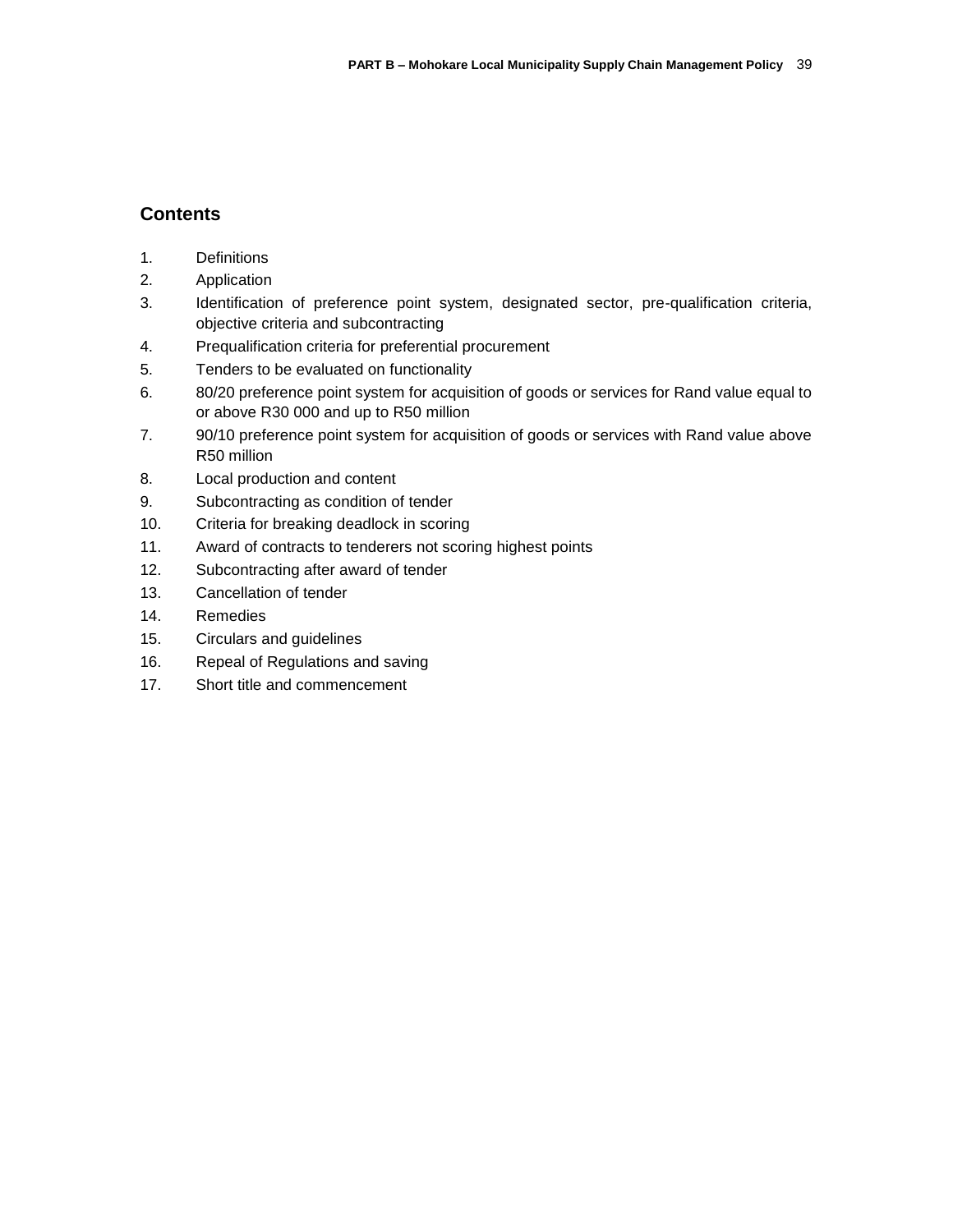## Contents

1. Definitions
2. Application
3. Identification of preference point system, designated sector, pre-qualification criteria, objective criteria and subcontracting
4. Prequalification criteria for preferential procurement
5. Tenders to be evaluated on functionality
6. 80/20 preference point system for acquisition of goods or services for Rand value equal to or above R30 000 and up to R50 million
7. 90/10 preference point system for acquisition of goods or services with Rand value above R50 million
8. Local production and content
9. Subcontracting as condition of tender
10. Criteria for breaking deadlock in scoring
11. Award of contracts to tenderers not scoring highest points
12. Subcontracting after award of tender
13. Cancellation of tender
14. Remedies
15. Circulars and guidelines
16. Repeal of Regulations and saving
17. Short title and commencement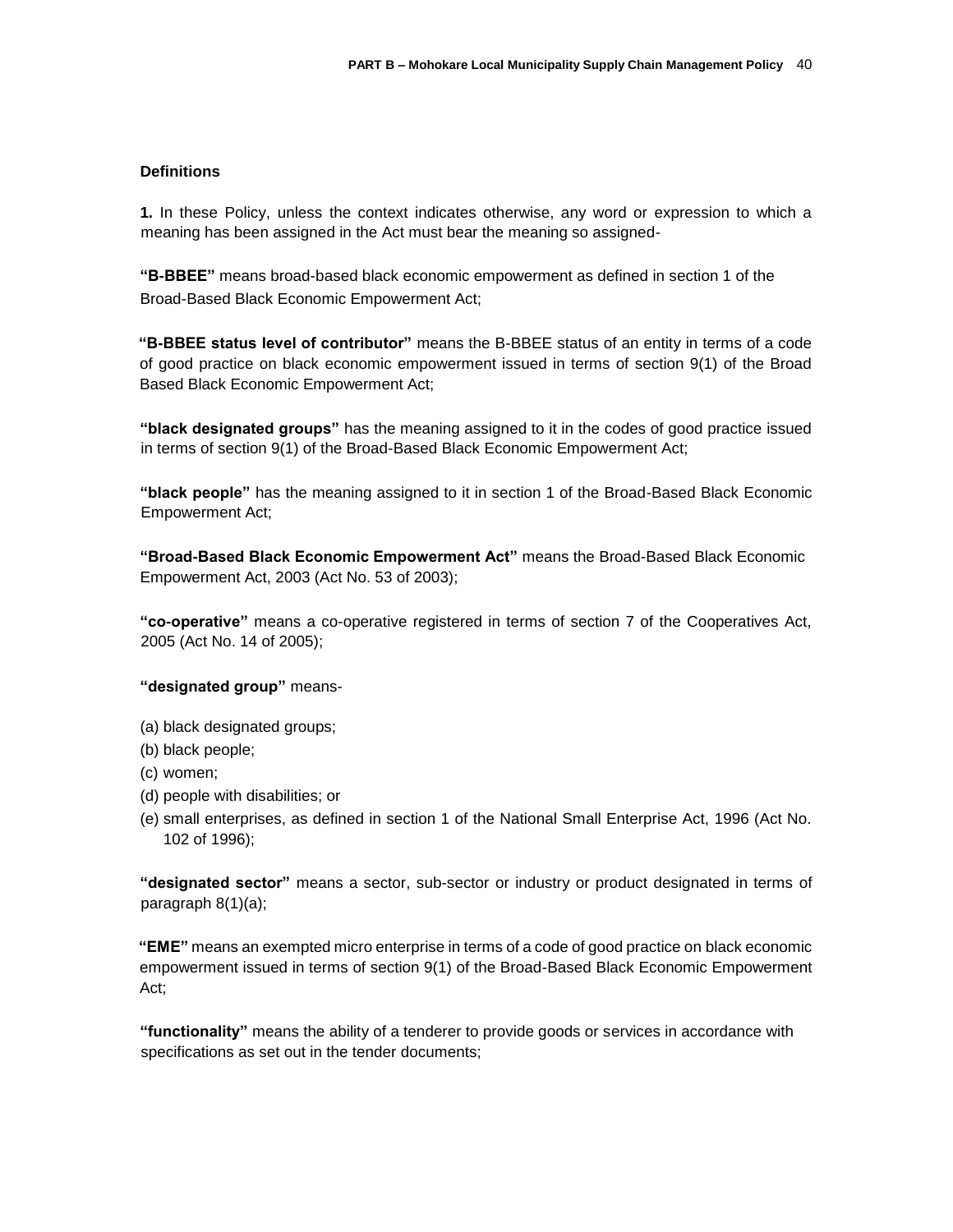**Definitions**

**1.** In these Policy, unless the context indicates otherwise, any word or expression to which a meaning has been assigned in the Act must bear the meaning so assigned-

**"B-BBEE"** means broad-based black economic empowerment as defined in section 1 of the Broad-Based Black Economic Empowerment Act;

**"B-BBEE status level of contributor"** means the B-BBEE status of an entity in terms of a code of good practice on black economic empowerment issued in terms of section 9(1) of the Broad Based Black Economic Empowerment Act;

**"black designated groups"** has the meaning assigned to it in the codes of good practice issued in terms of section 9(1) of the Broad-Based Black Economic Empowerment Act;

**"black people"** has the meaning assigned to it in section 1 of the Broad-Based Black Economic Empowerment Act;

**"Broad-Based Black Economic Empowerment Act"** means the Broad-Based Black Economic Empowerment Act, 2003 (Act No. 53 of 2003);

**"co-operative"** means a co-operative registered in terms of section 7 of the Cooperatives Act, 2005 (Act No. 14 of 2005);

**"designated group"** means-

(a) black designated groups;
(b) black people;
(c) women;
(d) people with disabilities; or
(e) small enterprises, as defined in section 1 of the National Small Enterprise Act, 1996 (Act No. 102 of 1996);

**"designated sector"** means a sector, sub-sector or industry or product designated in terms of paragraph 8(1)(a);

**"EME"** means an exempted micro enterprise in terms of a code of good practice on black economic empowerment issued in terms of section 9(1) of the Broad-Based Black Economic Empowerment Act;

**"functionality"** means the ability of a tenderer to provide goods or services in accordance with specifications as set out in the tender documents;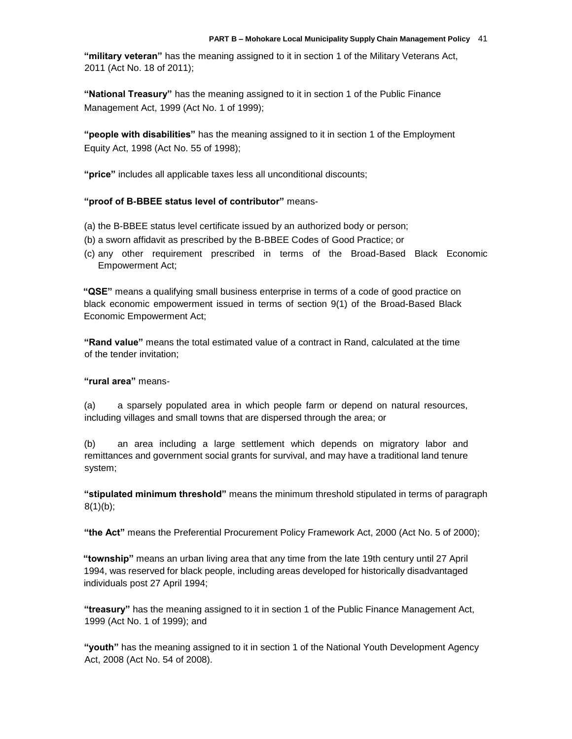**"military veteran"** has the meaning assigned to it in section 1 of the Military Veterans Act, 2011 (Act No. 18 of 2011);

**"National Treasury"** has the meaning assigned to it in section 1 of the Public Finance Management Act, 1999 (Act No. 1 of 1999);

**"people with disabilities"** has the meaning assigned to it in section 1 of the Employment Equity Act, 1998 (Act No. 55 of 1998);

**"price"** includes all applicable taxes less all unconditional discounts;

**"proof of B-BBEE status level of contributor"** means-

(a) the B-BBEE status level certificate issued by an authorized body or person;
(b) a sworn affidavit as prescribed by the B-BBEE Codes of Good Practice; or
(c) any other requirement prescribed in terms of the Broad-Based Black Economic Empowerment Act;

**"QSE"** means a qualifying small business enterprise in terms of a code of good practice on black economic empowerment issued in terms of section 9(1) of the Broad-Based Black Economic Empowerment Act;

**"Rand value"** means the total estimated value of a contract in Rand, calculated at the time of the tender invitation;

**"rural area"** means-

(a) a sparsely populated area in which people farm or depend on natural resources, including villages and small towns that are dispersed through the area; or

(b) an area including a large settlement which depends on migratory labor and remittances and government social grants for survival, and may have a traditional land tenure system;

**"stipulated minimum threshold"** means the minimum threshold stipulated in terms of paragraph 8(1)(b);

**"the Act"** means the Preferential Procurement Policy Framework Act, 2000 (Act No. 5 of 2000);

**"township"** means an urban living area that any time from the late 19th century until 27 April 1994, was reserved for black people, including areas developed for historically disadvantaged individuals post 27 April 1994;

**"treasury"** has the meaning assigned to it in section 1 of the Public Finance Management Act, 1999 (Act No. 1 of 1999); and

**"youth"** has the meaning assigned to it in section 1 of the National Youth Development Agency Act, 2008 (Act No. 54 of 2008).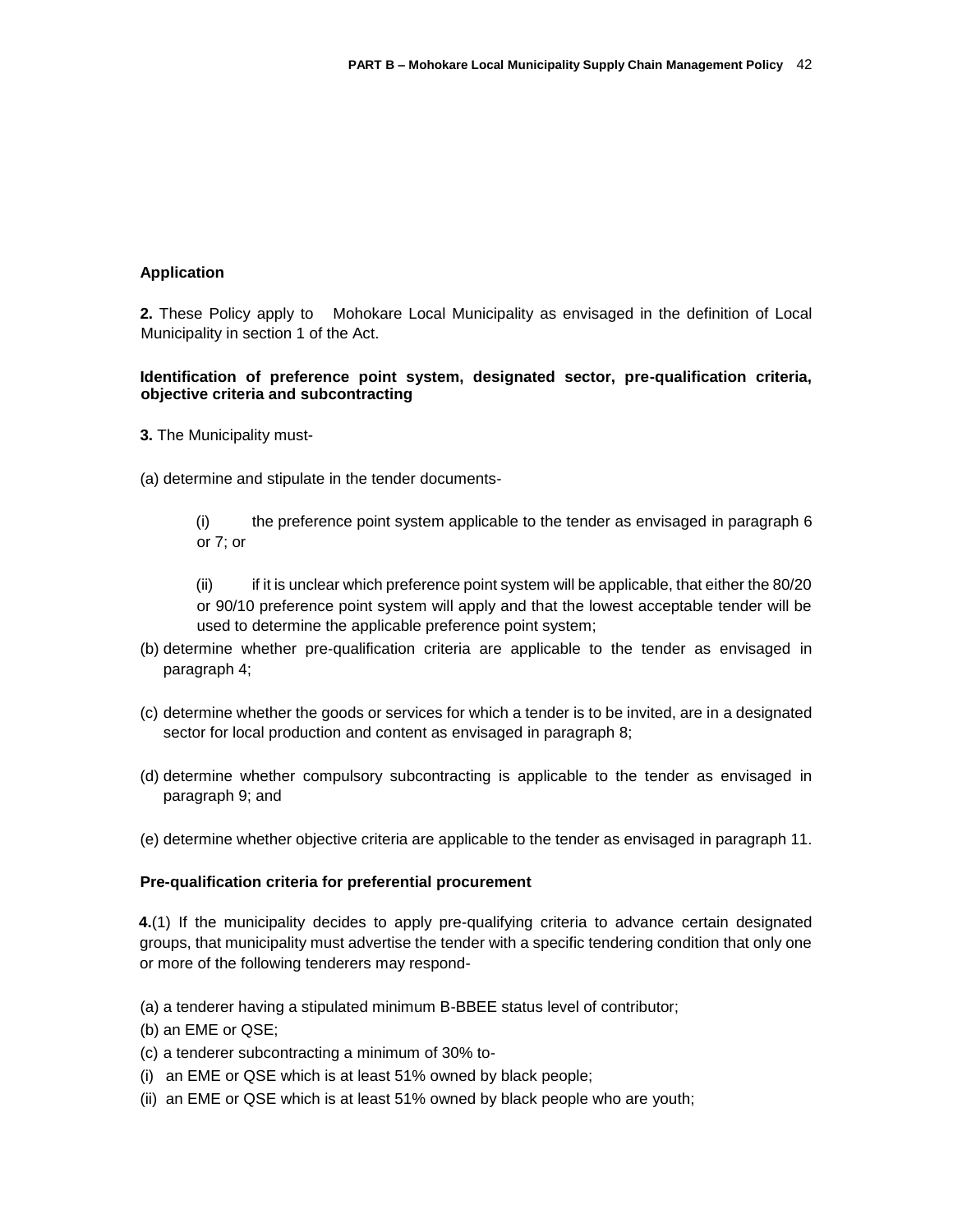**Application**

**2.** These Policy apply to Mohokare Local Municipality as envisaged in the definition of Local Municipality in section 1 of the Act.

**Identification of preference point system, designated sector, pre-qualification criteria, objective criteria and subcontracting**

**3.** The Municipality must-

(a) determine and stipulate in the tender documents-

> (i) the preference point system applicable to the tender as envisaged in paragraph 6 or 7; or
>
> (ii) if it is unclear which preference point system will be applicable, that either the 80/20 or 90/10 preference point system will apply and that the lowest acceptable tender will be used to determine the applicable preference point system;

(b) determine whether pre-qualification criteria are applicable to the tender as envisaged in paragraph 4;

(c) determine whether the goods or services for which a tender is to be invited, are in a designated sector for local production and content as envisaged in paragraph 8;

(d) determine whether compulsory subcontracting is applicable to the tender as envisaged in paragraph 9; and

(e) determine whether objective criteria are applicable to the tender as envisaged in paragraph 11.

**Pre-qualification criteria for preferential procurement**

**4.**(1) If the municipality decides to apply pre-qualifying criteria to advance certain designated groups, that municipality must advertise the tender with a specific tendering condition that only one or more of the following tenderers may respond-

(a) a tenderer having a stipulated minimum B-BBEE status level of contributor;
(b) an EME or QSE;
(c) a tenderer subcontracting a minimum of 30% to-
(i) an EME or QSE which is at least 51% owned by black people;
(ii) an EME or QSE which is at least 51% owned by black people who are youth;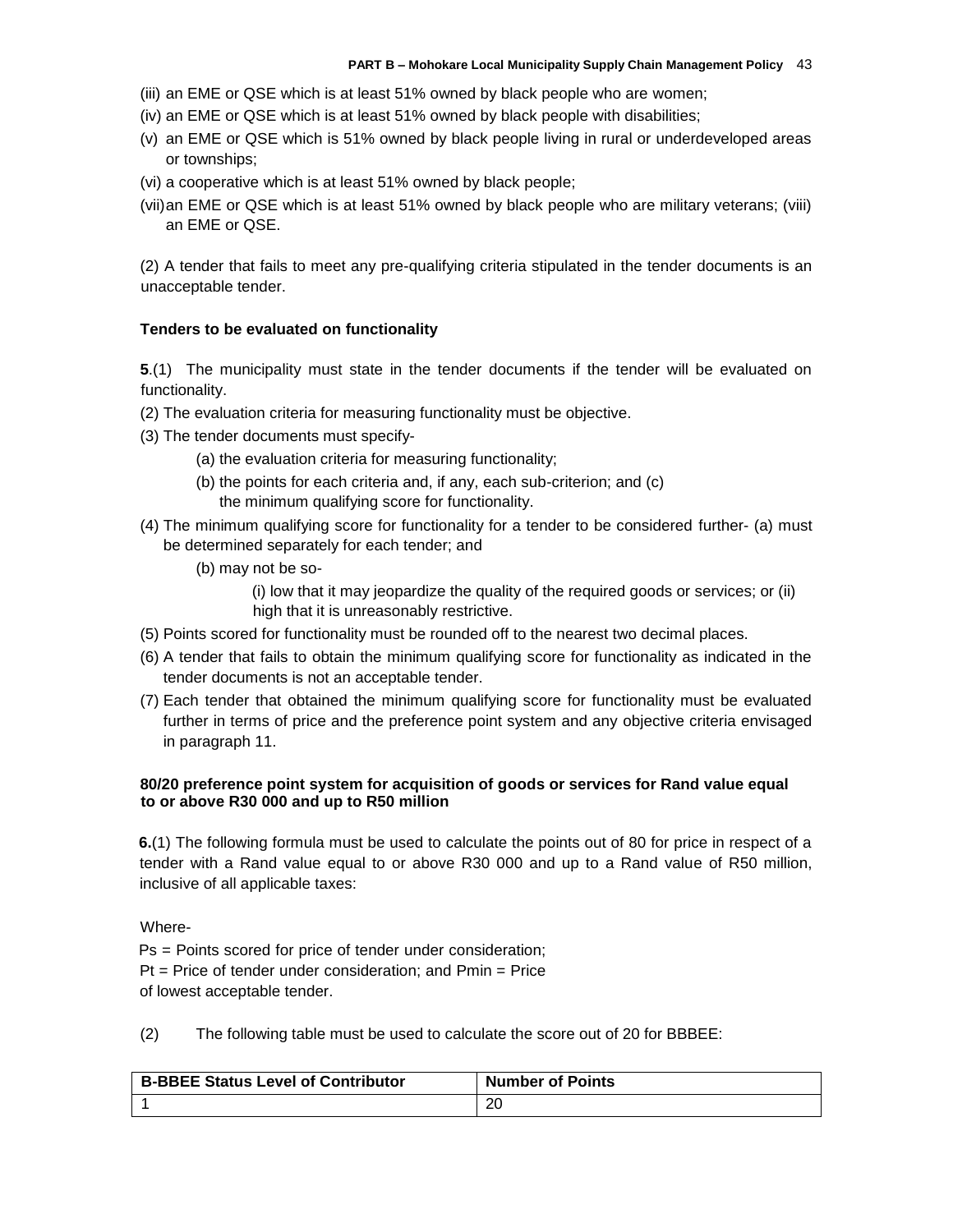(iii) an EME or QSE which is at least 51% owned by black people who are women;

(iv) an EME or QSE which is at least 51% owned by black people with disabilities;

(v) an EME or QSE which is 51% owned by black people living in rural or underdeveloped areas or townships;

(vi) a cooperative which is at least 51% owned by black people;

(vii) an EME or QSE which is at least 51% owned by black people who are military veterans; (viii) an EME or QSE.

(2) A tender that fails to meet any pre-qualifying criteria stipulated in the tender documents is an unacceptable tender.

**Tenders to be evaluated on functionality**

**5**.(1) The municipality must state in the tender documents if the tender will be evaluated on functionality.

(2) The evaluation criteria for measuring functionality must be objective.

(3) The tender documents must specify-

(a) the evaluation criteria for measuring functionality;

(b) the points for each criteria and, if any, each sub-criterion; and (c) the minimum qualifying score for functionality.

(4) The minimum qualifying score for functionality for a tender to be considered further- (a) must be determined separately for each tender; and

(b) may not be so-

(i) low that it may jeopardize the quality of the required goods or services; or (ii) high that it is unreasonably restrictive.

(5) Points scored for functionality must be rounded off to the nearest two decimal places.

(6) A tender that fails to obtain the minimum qualifying score for functionality as indicated in the tender documents is not an acceptable tender.

(7) Each tender that obtained the minimum qualifying score for functionality must be evaluated further in terms of price and the preference point system and any objective criteria envisaged in paragraph 11.

**80/20 preference point system for acquisition of goods or services for Rand value equal to or above R30 000 and up to R50 million**

**6.**(1) The following formula must be used to calculate the points out of 80 for price in respect of a tender with a Rand value equal to or above R30 000 and up to a Rand value of R50 million, inclusive of all applicable taxes:

Where-

Ps = Points scored for price of tender under consideration;
Pt = Price of tender under consideration; and Pmin = Price of lowest acceptable tender.

(2) The following table must be used to calculate the score out of 20 for BBBEE:

| B-BBEE Status Level of Contributor | Number of Points |
|---|---|
| 1 | 20 |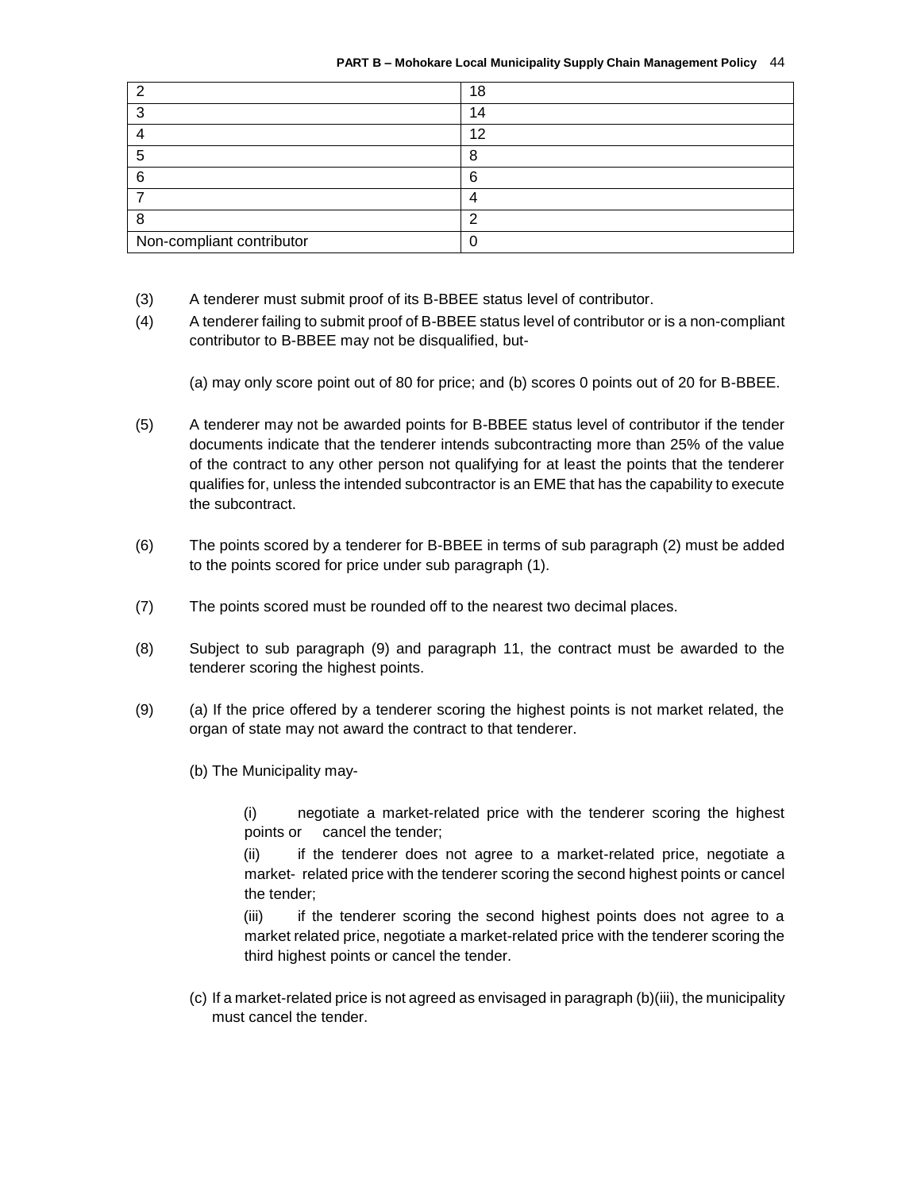| 2 | 18 |
|---|---|
| 3 | 14 |
| 4 | 12 |
| 5 | 8 |
| 6 | 6 |
| 7 | 4 |
| 8 | 2 |
| Non-compliant contributor | 0 |

(3) A tenderer must submit proof of its B-BBEE status level of contributor.

(4) A tenderer failing to submit proof of B-BBEE status level of contributor or is a non-compliant contributor to B-BBEE may not be disqualified, but-

(a) may only score point out of 80 for price; and (b) scores 0 points out of 20 for B-BBEE.

(5) A tenderer may not be awarded points for B-BBEE status level of contributor if the tender documents indicate that the tenderer intends subcontracting more than 25% of the value of the contract to any other person not qualifying for at least the points that the tenderer qualifies for, unless the intended subcontractor is an EME that has the capability to execute the subcontract.

(6) The points scored by a tenderer for B-BBEE in terms of sub paragraph (2) must be added to the points scored for price under sub paragraph (1).

(7) The points scored must be rounded off to the nearest two decimal places.

(8) Subject to sub paragraph (9) and paragraph 11, the contract must be awarded to the tenderer scoring the highest points.

(9) (a) If the price offered by a tenderer scoring the highest points is not market related, the organ of state may not award the contract to that tenderer.

(b) The Municipality may-

(i) negotiate a market-related price with the tenderer scoring the highest points or cancel the tender;

(ii) if the tenderer does not agree to a market-related price, negotiate a market- related price with the tenderer scoring the second highest points or cancel the tender;

(iii) if the tenderer scoring the second highest points does not agree to a market related price, negotiate a market-related price with the tenderer scoring the third highest points or cancel the tender.

(c) If a market-related price is not agreed as envisaged in paragraph (b)(iii), the municipality must cancel the tender.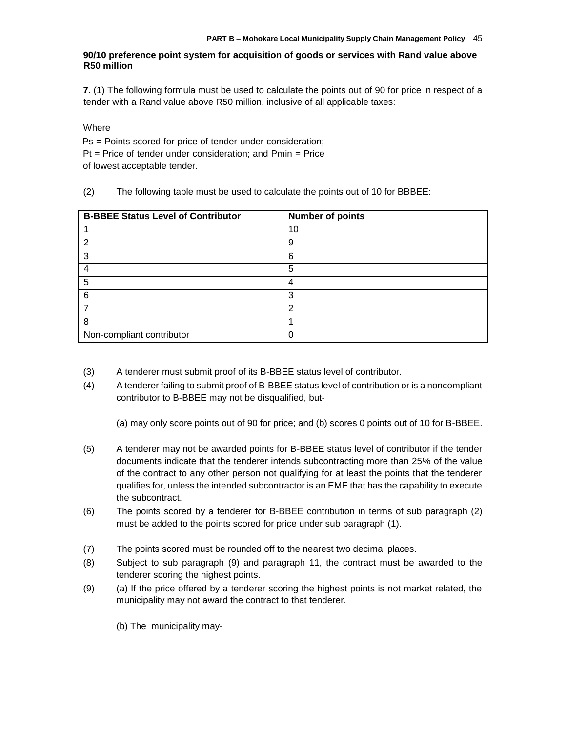**90/10 preference point system for acquisition of goods or services with Rand value above R50 million**

**7.** (1) The following formula must be used to calculate the points out of 90 for price in respect of a tender with a Rand value above R50 million, inclusive of all applicable taxes:

Where

Ps = Points scored for price of tender under consideration;
Pt = Price of tender under consideration; and Pmin = Price of lowest acceptable tender.

(2) The following table must be used to calculate the points out of 10 for BBBEE:

| B-BBEE Status Level of Contributor | Number of points |
|---|---|
| 1 | 10 |
| 2 | 9 |
| 3 | 6 |
| 4 | 5 |
| 5 | 4 |
| 6 | 3 |
| 7 | 2 |
| 8 | 1 |
| Non-compliant contributor | 0 |

(3) A tenderer must submit proof of its B-BBEE status level of contributor.

(4) A tenderer failing to submit proof of B-BBEE status level of contribution or is a noncompliant contributor to B-BBEE may not be disqualified, but-

(a) may only score points out of 90 for price; and (b) scores 0 points out of 10 for B-BBEE.

(5) A tenderer may not be awarded points for B-BBEE status level of contributor if the tender documents indicate that the tenderer intends subcontracting more than 25% of the value of the contract to any other person not qualifying for at least the points that the tenderer qualifies for, unless the intended subcontractor is an EME that has the capability to execute the subcontract.

(6) The points scored by a tenderer for B-BBEE contribution in terms of sub paragraph (2) must be added to the points scored for price under sub paragraph (1).

(7) The points scored must be rounded off to the nearest two decimal places.

(8) Subject to sub paragraph (9) and paragraph 11, the contract must be awarded to the tenderer scoring the highest points.

(9) (a) If the price offered by a tenderer scoring the highest points is not market related, the municipality may not award the contract to that tenderer.

(b) The municipality may-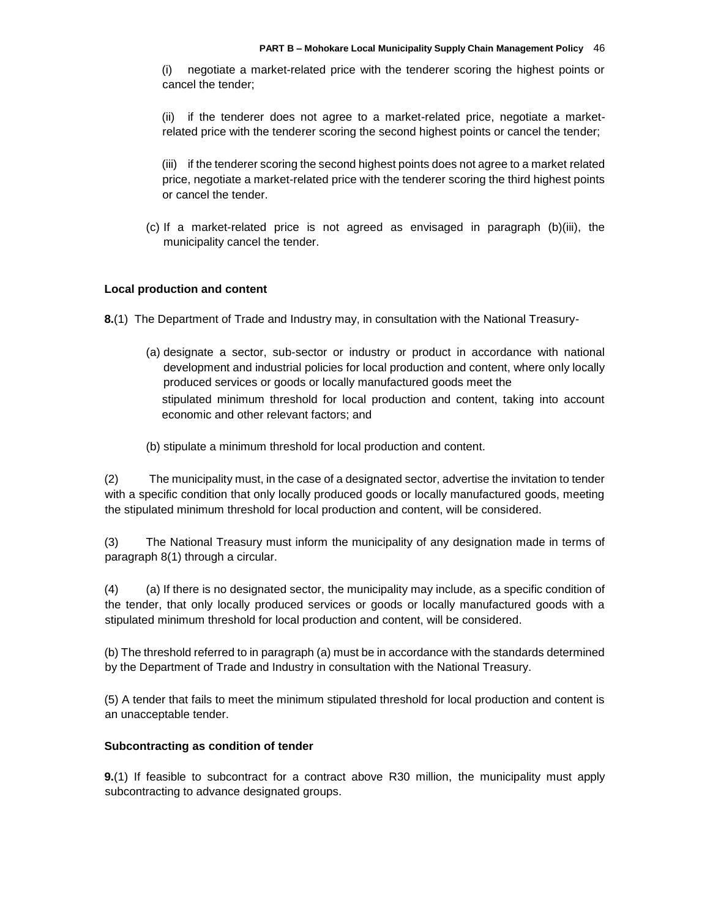(i) negotiate a market-related price with the tenderer scoring the highest points or cancel the tender;

(ii) if the tenderer does not agree to a market-related price, negotiate a market-related price with the tenderer scoring the second highest points or cancel the tender;

(iii) if the tenderer scoring the second highest points does not agree to a market related price, negotiate a market-related price with the tenderer scoring the third highest points or cancel the tender.

(c) If a market-related price is not agreed as envisaged in paragraph (b)(iii), the municipality cancel the tender.

**Local production and content**

**8.**(1) The Department of Trade and Industry may, in consultation with the National Treasury-

(a) designate a sector, sub-sector or industry or product in accordance with national development and industrial policies for local production and content, where only locally produced services or goods or locally manufactured goods meet the stipulated minimum threshold for local production and content, taking into account economic and other relevant factors; and

(b) stipulate a minimum threshold for local production and content.

(2) The municipality must, in the case of a designated sector, advertise the invitation to tender with a specific condition that only locally produced goods or locally manufactured goods, meeting the stipulated minimum threshold for local production and content, will be considered.

(3) The National Treasury must inform the municipality of any designation made in terms of paragraph 8(1) through a circular.

(4) (a) If there is no designated sector, the municipality may include, as a specific condition of the tender, that only locally produced services or goods or locally manufactured goods with a stipulated minimum threshold for local production and content, will be considered.

(b) The threshold referred to in paragraph (a) must be in accordance with the standards determined by the Department of Trade and Industry in consultation with the National Treasury.

(5) A tender that fails to meet the minimum stipulated threshold for local production and content is an unacceptable tender.

**Subcontracting as condition of tender**

**9.**(1) If feasible to subcontract for a contract above R30 million, the municipality must apply subcontracting to advance designated groups.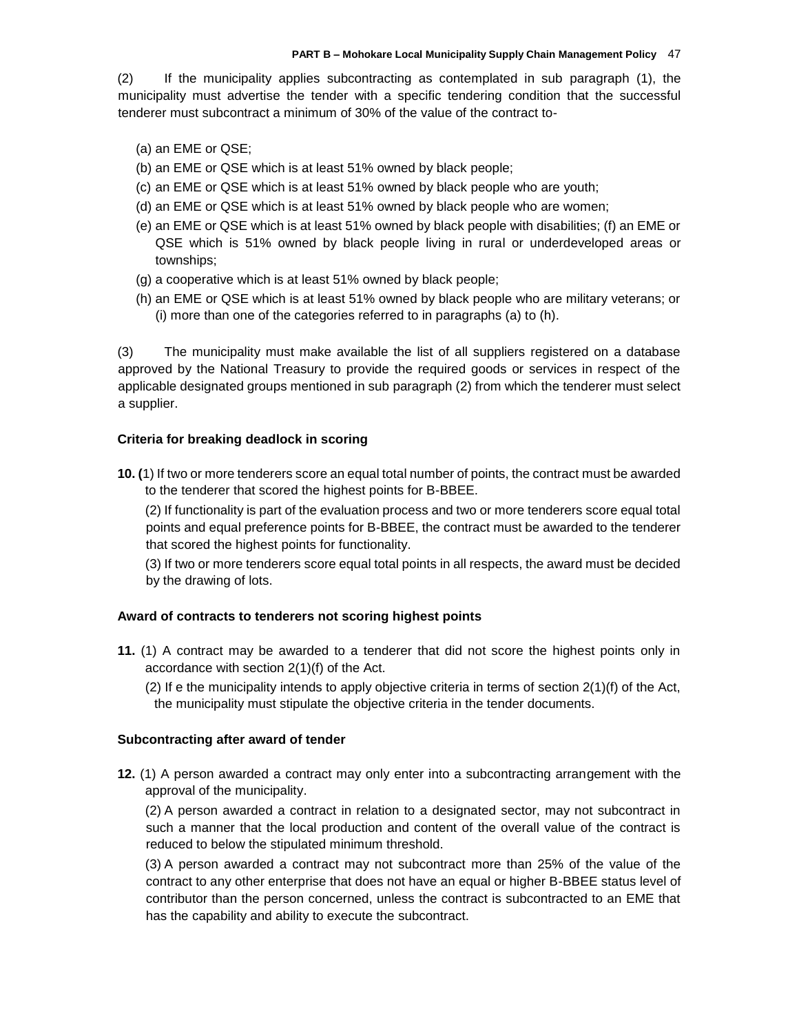(2) If the municipality applies subcontracting as contemplated in sub paragraph (1), the municipality must advertise the tender with a specific tendering condition that the successful tenderer must subcontract a minimum of 30% of the value of the contract to-

(a) an EME or QSE;
(b) an EME or QSE which is at least 51% owned by black people;
(c) an EME or QSE which is at least 51% owned by black people who are youth;
(d) an EME or QSE which is at least 51% owned by black people who are women;
(e) an EME or QSE which is at least 51% owned by black people with disabilities; (f) an EME or QSE which is 51% owned by black people living in rural or underdeveloped areas or townships;
(g) a cooperative which is at least 51% owned by black people;
(h) an EME or QSE which is at least 51% owned by black people who are military veterans; or (i) more than one of the categories referred to in paragraphs (a) to (h).

(3) The municipality must make available the list of all suppliers registered on a database approved by the National Treasury to provide the required goods or services in respect of the applicable designated groups mentioned in sub paragraph (2) from which the tenderer must select a supplier.

**Criteria for breaking deadlock in scoring**

**10. (**1) If two or more tenderers score an equal total number of points, the contract must be awarded to the tenderer that scored the highest points for B-BBEE.

(2) If functionality is part of the evaluation process and two or more tenderers score equal total points and equal preference points for B-BBEE, the contract must be awarded to the tenderer that scored the highest points for functionality.

(3) If two or more tenderers score equal total points in all respects, the award must be decided by the drawing of lots.

**Award of contracts to tenderers not scoring highest points**

**11.** (1) A contract may be awarded to a tenderer that did not score the highest points only in accordance with section 2(1)(f) of the Act.

(2) If e the municipality intends to apply objective criteria in terms of section 2(1)(f) of the Act, the municipality must stipulate the objective criteria in the tender documents.

**Subcontracting after award of tender**

**12.** (1) A person awarded a contract may only enter into a subcontracting arrangement with the approval of the municipality.

(2) A person awarded a contract in relation to a designated sector, may not subcontract in such a manner that the local production and content of the overall value of the contract is reduced to below the stipulated minimum threshold.

(3) A person awarded a contract may not subcontract more than 25% of the value of the contract to any other enterprise that does not have an equal or higher B-BBEE status level of contributor than the person concerned, unless the contract is subcontracted to an EME that has the capability and ability to execute the subcontract.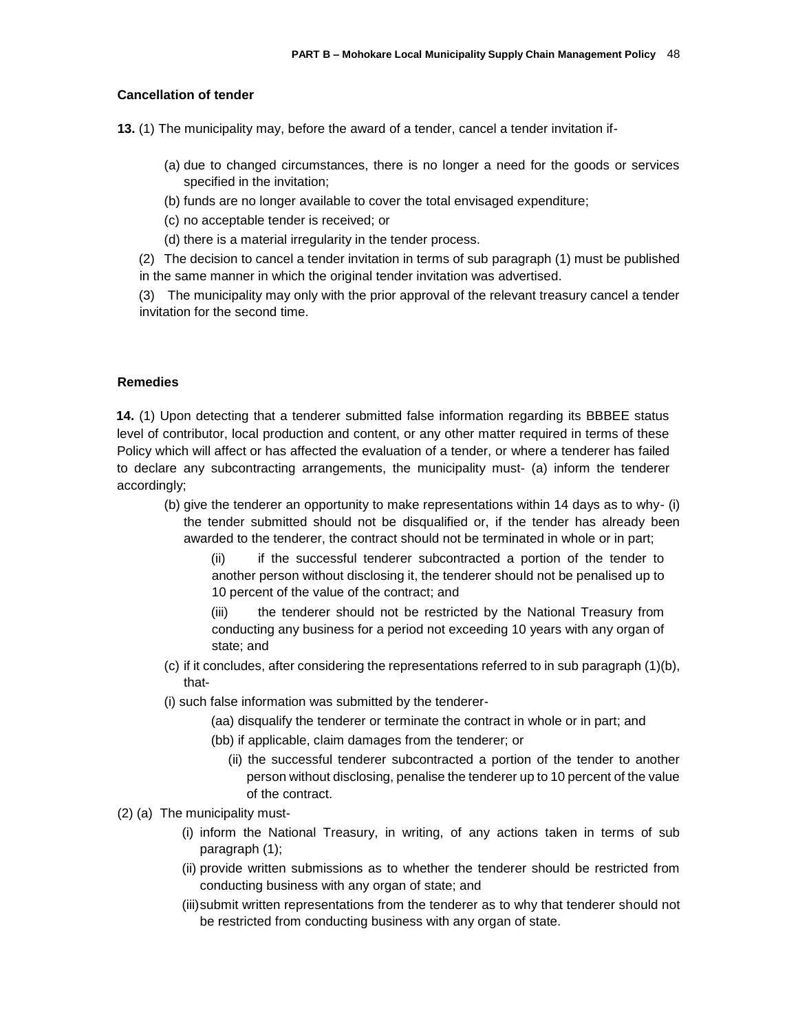### Cancellation of tender

**13.** (1) The municipality may, before the award of a tender, cancel a tender invitation if-

(a) due to changed circumstances, there is no longer a need for the goods or services specified in the invitation;

(b) funds are no longer available to cover the total envisaged expenditure;

(c) no acceptable tender is received; or

(d) there is a material irregularity in the tender process.

(2) The decision to cancel a tender invitation in terms of sub paragraph (1) must be published in the same manner in which the original tender invitation was advertised.

(3) The municipality may only with the prior approval of the relevant treasury cancel a tender invitation for the second time.

### Remedies

**14.** (1) Upon detecting that a tenderer submitted false information regarding its BBBEE status level of contributor, local production and content, or any other matter required in terms of these Policy which will affect or has affected the evaluation of a tender, or where a tenderer has failed to declare any subcontracting arrangements, the municipality must- (a) inform the tenderer accordingly;

(b) give the tenderer an opportunity to make representations within 14 days as to why- (i) the tender submitted should not be disqualified or, if the tender has already been awarded to the tenderer, the contract should not be terminated in whole or in part;

(ii) if the successful tenderer subcontracted a portion of the tender to another person without disclosing it, the tenderer should not be penalised up to 10 percent of the value of the contract; and

(iii) the tenderer should not be restricted by the National Treasury from conducting any business for a period not exceeding 10 years with any organ of state; and

(c) if it concludes, after considering the representations referred to in sub paragraph (1)(b), that-

(i) such false information was submitted by the tenderer-

(aa) disqualify the tenderer or terminate the contract in whole or in part; and

(bb) if applicable, claim damages from the tenderer; or

(ii) the successful tenderer subcontracted a portion of the tender to another person without disclosing, penalise the tenderer up to 10 percent of the value of the contract.

(2) (a) The municipality must-

(i) inform the National Treasury, in writing, of any actions taken in terms of sub paragraph (1);

(ii) provide written submissions as to whether the tenderer should be restricted from conducting business with any organ of state; and

(iii) submit written representations from the tenderer as to why that tenderer should not be restricted from conducting business with any organ of state.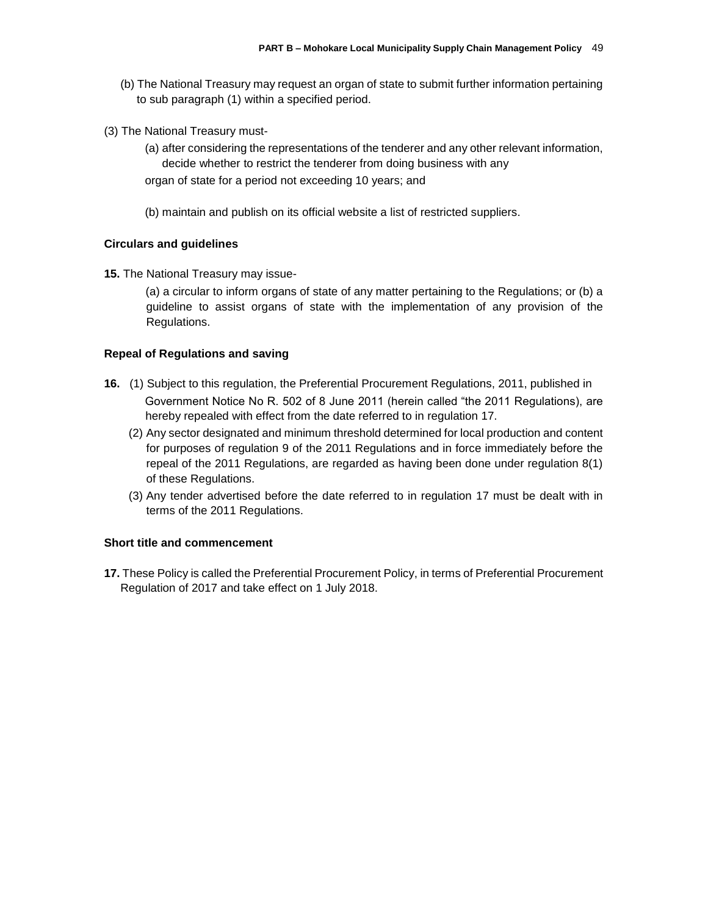(b) The National Treasury may request an organ of state to submit further information pertaining to sub paragraph (1) within a specified period.

(3) The National Treasury must-

(a) after considering the representations of the tenderer and any other relevant information, decide whether to restrict the tenderer from doing business with any organ of state for a period not exceeding 10 years; and

(b) maintain and publish on its official website a list of restricted suppliers.

**Circulars and guidelines**

**15.** The National Treasury may issue-

(a) a circular to inform organs of state of any matter pertaining to the Regulations; or (b) a guideline to assist organs of state with the implementation of any provision of the Regulations.

**Repeal of Regulations and saving**

**16.** (1) Subject to this regulation, the Preferential Procurement Regulations, 2011, published in Government Notice No R. 502 of 8 June 2011 (herein called "the 2011 Regulations), are hereby repealed with effect from the date referred to in regulation 17.

(2) Any sector designated and minimum threshold determined for local production and content for purposes of regulation 9 of the 2011 Regulations and in force immediately before the repeal of the 2011 Regulations, are regarded as having been done under regulation 8(1) of these Regulations.

(3) Any tender advertised before the date referred to in regulation 17 must be dealt with in terms of the 2011 Regulations.

**Short title and commencement**

**17.** These Policy is called the Preferential Procurement Policy, in terms of Preferential Procurement Regulation of 2017 and take effect on 1 July 2018.